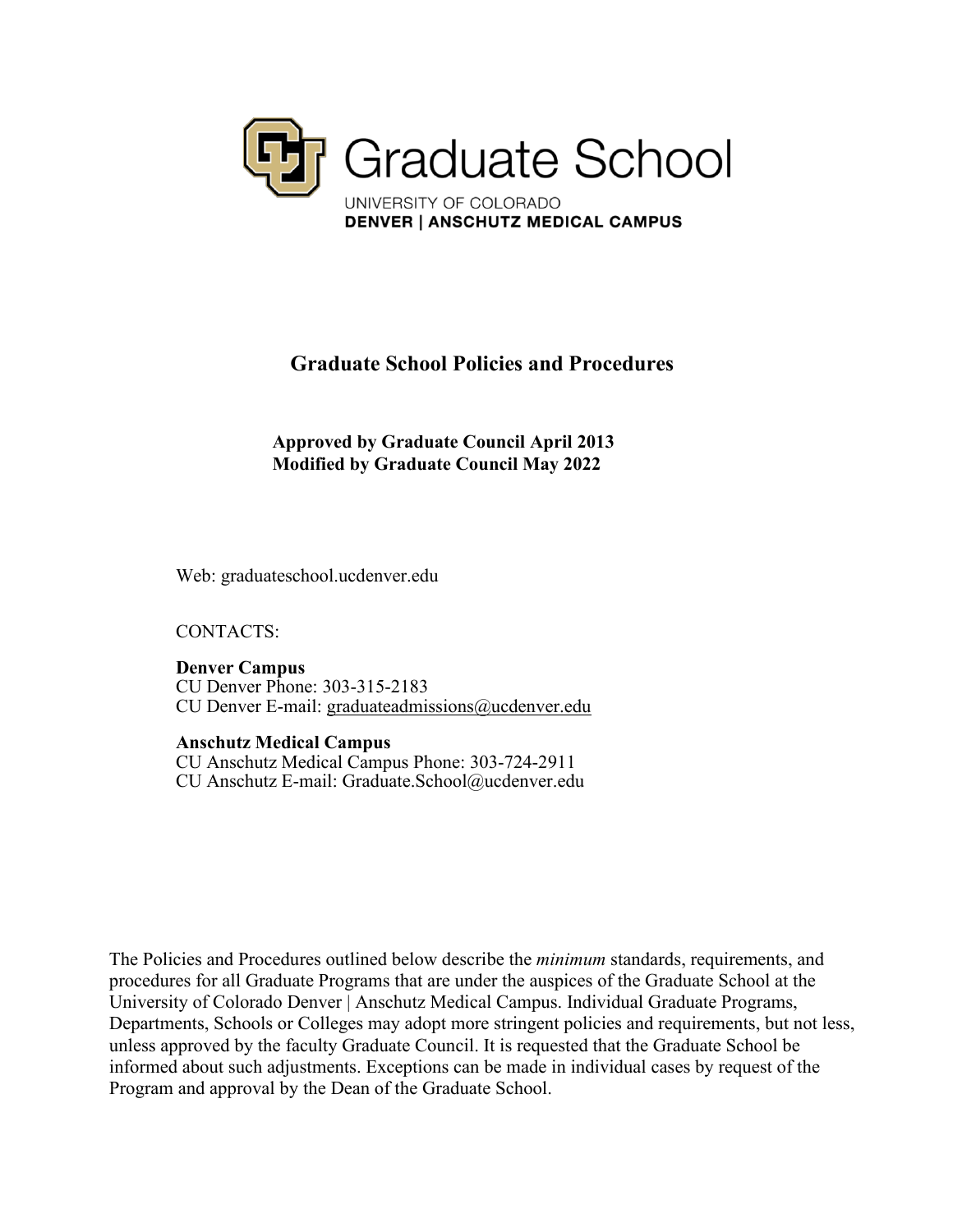Graduate School

UNIVERSITY OF COLORADO
**DENVER | ANSCHUTZ MEDICAL CAMPUS**

# Graduate School Policies and Procedures

**Approved by Graduate Council April 2013**
**Modified by Graduate Council May 2022**

Web: graduateschool.ucdenver.edu

CONTACTS:

**Denver Campus**
CU Denver Phone: 303-315-2183
CU Denver E-mail: graduateadmissions@ucdenver.edu

**Anschutz Medical Campus**
CU Anschutz Medical Campus Phone: 303-724-2911
CU Anschutz E-mail: Graduate.School@ucdenver.edu

The Policies and Procedures outlined below describe the *minimum* standards, requirements, and procedures for all Graduate Programs that are under the auspices of the Graduate School at the University of Colorado Denver | Anschutz Medical Campus. Individual Graduate Programs, Departments, Schools or Colleges may adopt more stringent policies and requirements, but not less, unless approved by the faculty Graduate Council. It is requested that the Graduate School be informed about such adjustments. Exceptions can be made in individual cases by request of the Program and approval by the Dean of the Graduate School.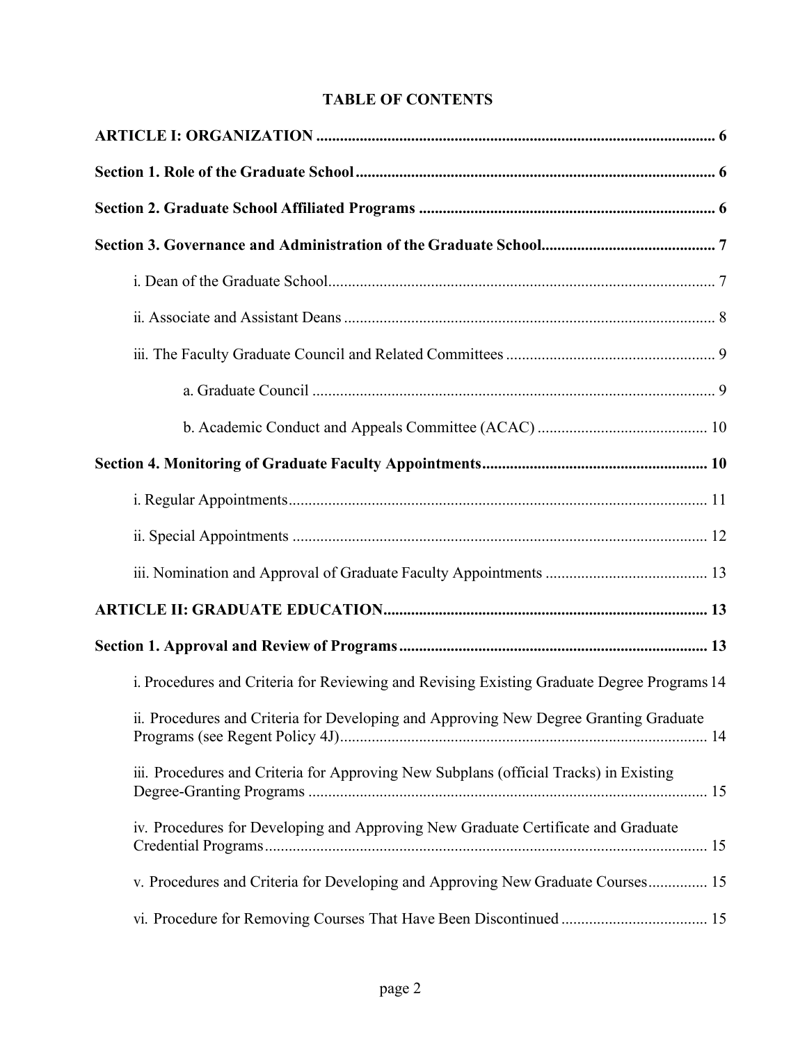# TABLE OF CONTENTS

**ARTICLE I: ORGANIZATION .................................................................................................... 6**

**Section 1. Role of the Graduate School ........................................................................................... 6**

**Section 2. Graduate School Affiliated Programs ........................................................................... 6**

**Section 3. Governance and Administration of the Graduate School............................................ 7**

i. Dean of the Graduate School................................................................................................. 7

ii. Associate and Assistant Deans ............................................................................................. 8

iii. The Faculty Graduate Council and Related Committees .................................................... 9

a. Graduate Council ..................................................................................................... 9

b. Academic Conduct and Appeals Committee (ACAC) ........................................... 10

**Section 4. Monitoring of Graduate Faculty Appointments......................................................... 10**

i. Regular Appointments......................................................................................................... 11

ii. Special Appointments ......................................................................................................... 12

iii. Nomination and Approval of Graduate Faculty Appointments ......................................... 13

**ARTICLE II: GRADUATE EDUCATION................................................................................. 13**

**Section 1. Approval and Review of Programs ............................................................................. 13**

i. Procedures and Criteria for Reviewing and Revising Existing Graduate Degree Programs 14

ii. Procedures and Criteria for Developing and Approving New Degree Granting Graduate Programs (see Regent Policy 4J)............................................................................................ 14

iii. Procedures and Criteria for Approving New Subplans (official Tracks) in Existing Degree-Granting Programs .................................................................................................... 15

iv. Procedures for Developing and Approving New Graduate Certificate and Graduate Credential Programs............................................................................................................... 15

v. Procedures and Criteria for Developing and Approving New Graduate Courses............... 15

vi. Procedure for Removing Courses That Have Been Discontinued ..................................... 15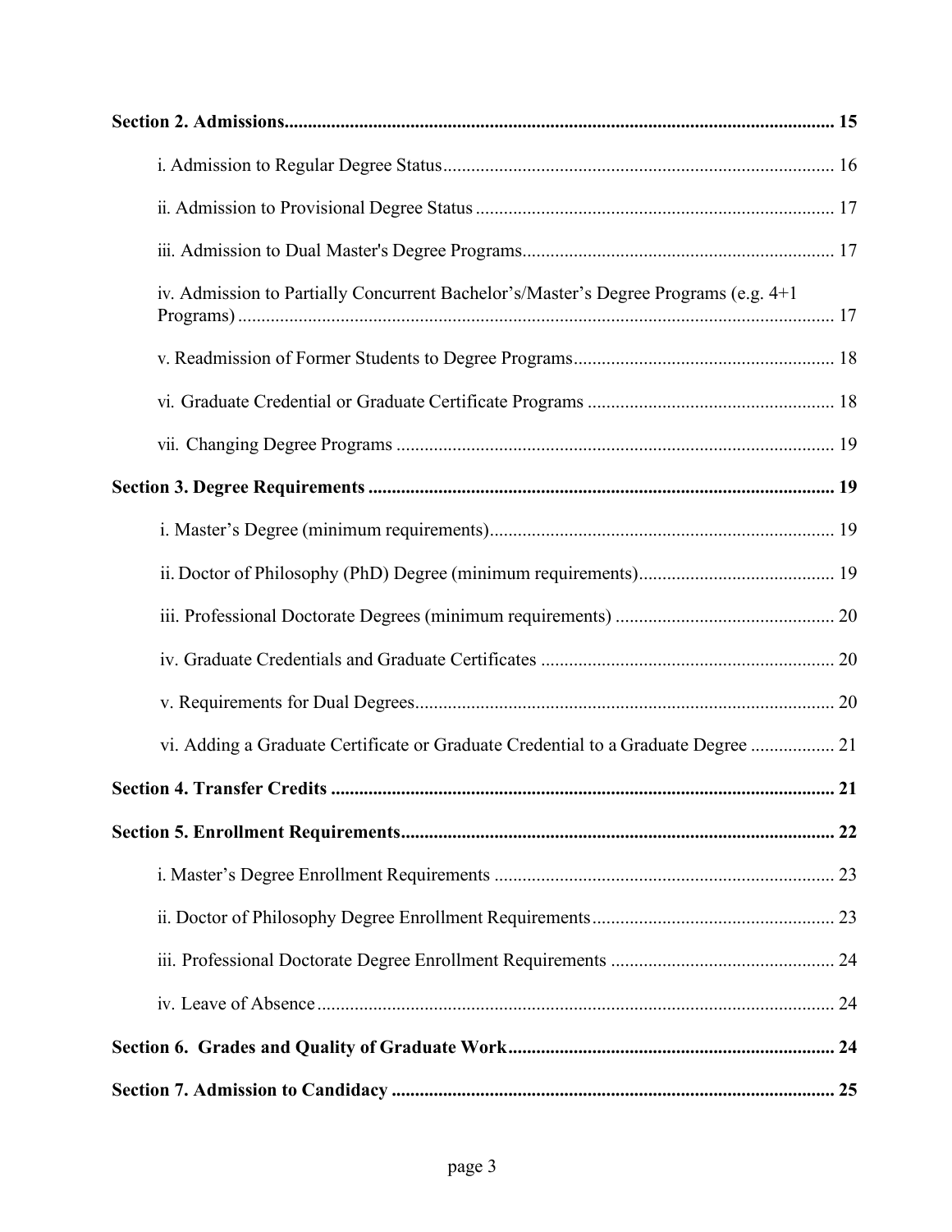**Section 2. Admissions** ........................................................................................................ 15

i. Admission to Regular Degree Status ........................................................................ 16

ii. Admission to Provisional Degree Status .................................................................. 17

iii. Admission to Dual Master's Degree Programs ........................................................ 17

iv. Admission to Partially Concurrent Bachelor's/Master's Degree Programs (e.g. 4+1 Programs) ........................................................................................................ 17

v. Readmission of Former Students to Degree Programs ............................................ 18

vi. Graduate Credential or Graduate Certificate Programs ........................................... 18

vii. Changing Degree Programs ................................................................................... 19

**Section 3. Degree Requirements** ........................................................................................ 19

i. Master's Degree (minimum requirements) ................................................................ 19

ii. Doctor of Philosophy (PhD) Degree (minimum requirements) ................................ 19

iii. Professional Doctorate Degrees (minimum requirements) ..................................... 20

iv. Graduate Credentials and Graduate Certificates ..................................................... 20

v. Requirements for Dual Degrees ............................................................................... 20

vi. Adding a Graduate Certificate or Graduate Credential to a Graduate Degree ........ 21

**Section 4. Transfer Credits** ................................................................................................ 21

**Section 5. Enrollment Requirements** .................................................................................. 22

i. Master's Degree Enrollment Requirements .............................................................. 23

ii. Doctor of Philosophy Degree Enrollment Requirements ......................................... 23

iii. Professional Doctorate Degree Enrollment Requirements ..................................... 24

iv. Leave of Absence .................................................................................................... 24

**Section 6. Grades and Quality of Graduate Work** ............................................................. 24

**Section 7. Admission to Candidacy** .................................................................................... 25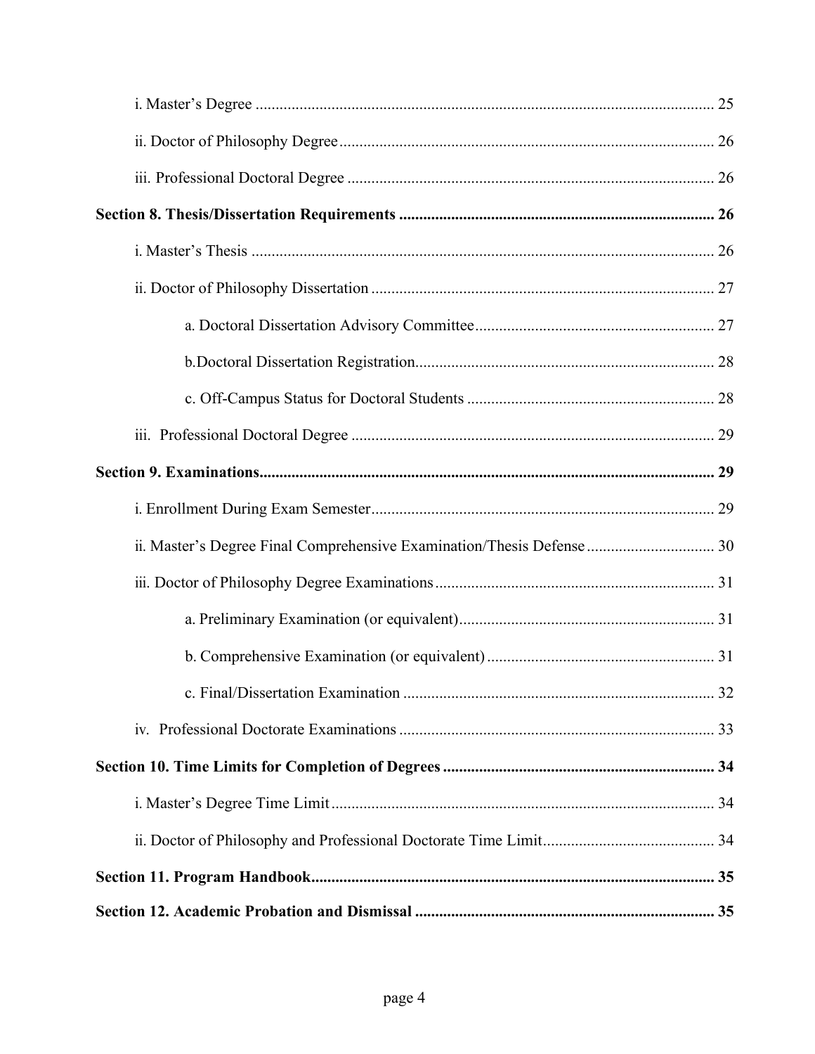i. Master's Degree ... 25

ii. Doctor of Philosophy Degree ... 26

iii. Professional Doctoral Degree ... 26

**Section 8. Thesis/Dissertation Requirements ... 26**

i. Master's Thesis ... 26

ii. Doctor of Philosophy Dissertation ... 27

a. Doctoral Dissertation Advisory Committee ... 27

b.Doctoral Dissertation Registration ... 28

c. Off-Campus Status for Doctoral Students ... 28

iii. Professional Doctoral Degree ... 29

**Section 9. Examinations ... 29**

i. Enrollment During Exam Semester ... 29

ii. Master's Degree Final Comprehensive Examination/Thesis Defense ... 30

iii. Doctor of Philosophy Degree Examinations ... 31

a. Preliminary Examination (or equivalent) ... 31

b. Comprehensive Examination (or equivalent) ... 31

c. Final/Dissertation Examination ... 32

iv. Professional Doctorate Examinations ... 33

**Section 10. Time Limits for Completion of Degrees ... 34**

i. Master's Degree Time Limit ... 34

ii. Doctor of Philosophy and Professional Doctorate Time Limit ... 34

**Section 11. Program Handbook ... 35**

**Section 12. Academic Probation and Dismissal ... 35**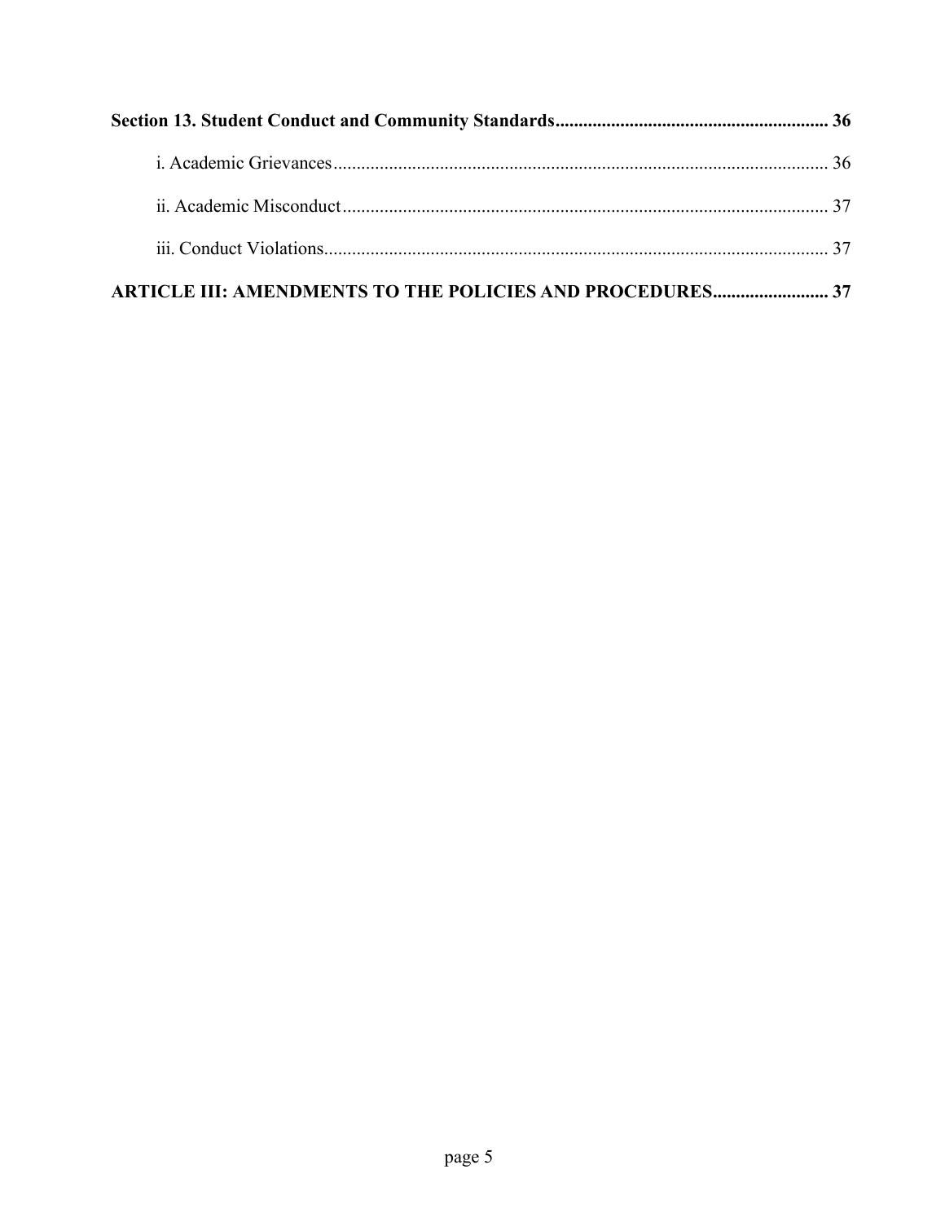**Section 13. Student Conduct and Community Standards** .......... **36**

i. Academic Grievances .......... 36

ii. Academic Misconduct .......... 37

iii. Conduct Violations .......... 37

**ARTICLE III: AMENDMENTS TO THE POLICIES AND PROCEDURES** .......... **37**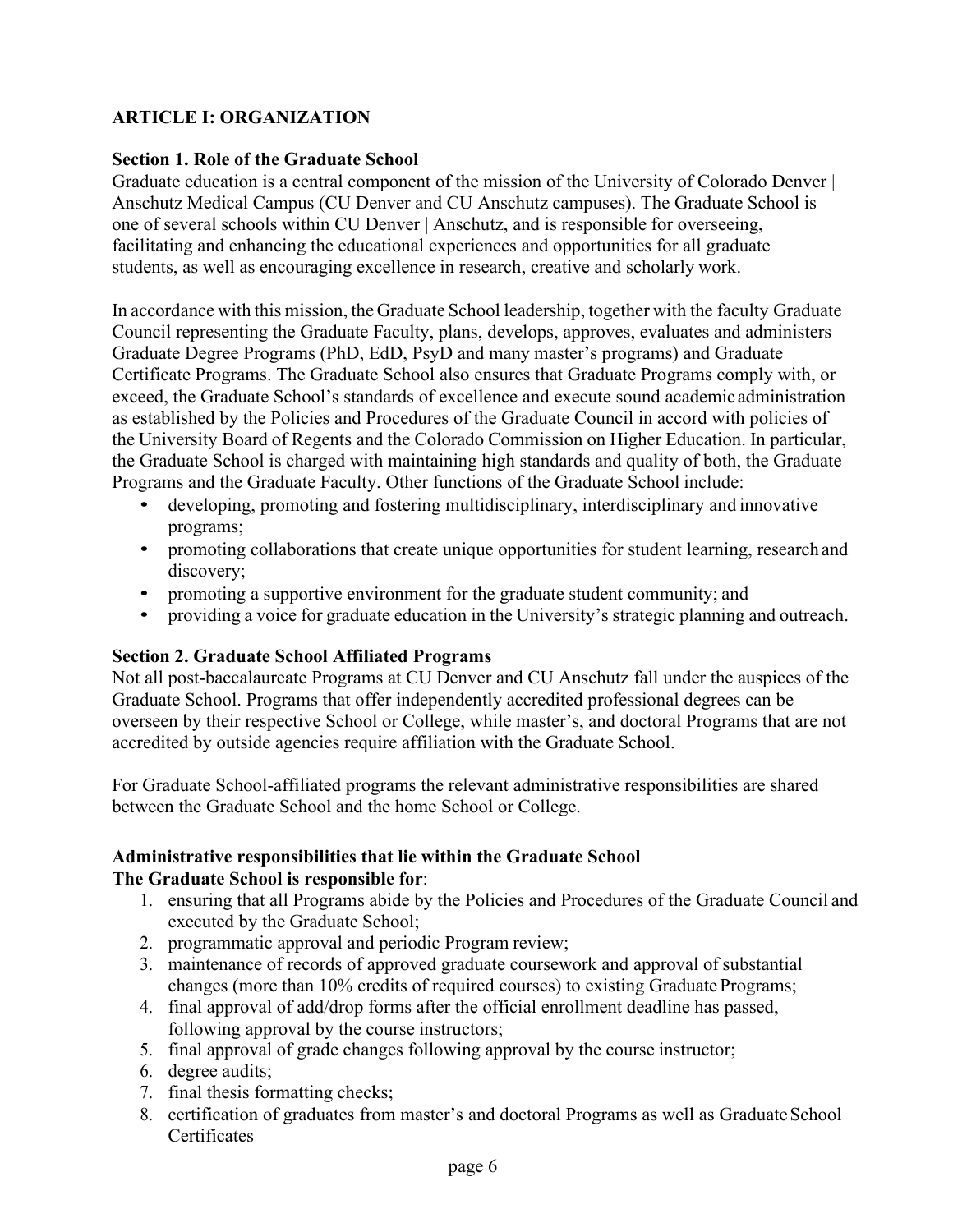## ARTICLE I: ORGANIZATION

### Section 1. Role of the Graduate School

Graduate education is a central component of the mission of the University of Colorado Denver | Anschutz Medical Campus (CU Denver and CU Anschutz campuses). The Graduate School is one of several schools within CU Denver | Anschutz, and is responsible for overseeing, facilitating and enhancing the educational experiences and opportunities for all graduate students, as well as encouraging excellence in research, creative and scholarly work.

In accordance with this mission, the Graduate School leadership, together with the faculty Graduate Council representing the Graduate Faculty, plans, develops, approves, evaluates and administers Graduate Degree Programs (PhD, EdD, PsyD and many master's programs) and Graduate Certificate Programs. The Graduate School also ensures that Graduate Programs comply with, or exceed, the Graduate School's standards of excellence and execute sound academic administration as established by the Policies and Procedures of the Graduate Council in accord with policies of the University Board of Regents and the Colorado Commission on Higher Education. In particular, the Graduate School is charged with maintaining high standards and quality of both, the Graduate Programs and the Graduate Faculty. Other functions of the Graduate School include:

- developing, promoting and fostering multidisciplinary, interdisciplinary and innovative programs;
- promoting collaborations that create unique opportunities for student learning, research and discovery;
- promoting a supportive environment for the graduate student community; and
- providing a voice for graduate education in the University's strategic planning and outreach.

### Section 2. Graduate School Affiliated Programs

Not all post-baccalaureate Programs at CU Denver and CU Anschutz fall under the auspices of the Graduate School. Programs that offer independently accredited professional degrees can be overseen by their respective School or College, while master's, and doctoral Programs that are not accredited by outside agencies require affiliation with the Graduate School.

For Graduate School-affiliated programs the relevant administrative responsibilities are shared between the Graduate School and the home School or College.

**Administrative responsibilities that lie within the Graduate School**
**The Graduate School is responsible for**:

1. ensuring that all Programs abide by the Policies and Procedures of the Graduate Council and executed by the Graduate School;
2. programmatic approval and periodic Program review;
3. maintenance of records of approved graduate coursework and approval of substantial changes (more than 10% credits of required courses) to existing Graduate Programs;
4. final approval of add/drop forms after the official enrollment deadline has passed, following approval by the course instructors;
5. final approval of grade changes following approval by the course instructor;
6. degree audits;
7. final thesis formatting checks;
8. certification of graduates from master's and doctoral Programs as well as Graduate School Certificates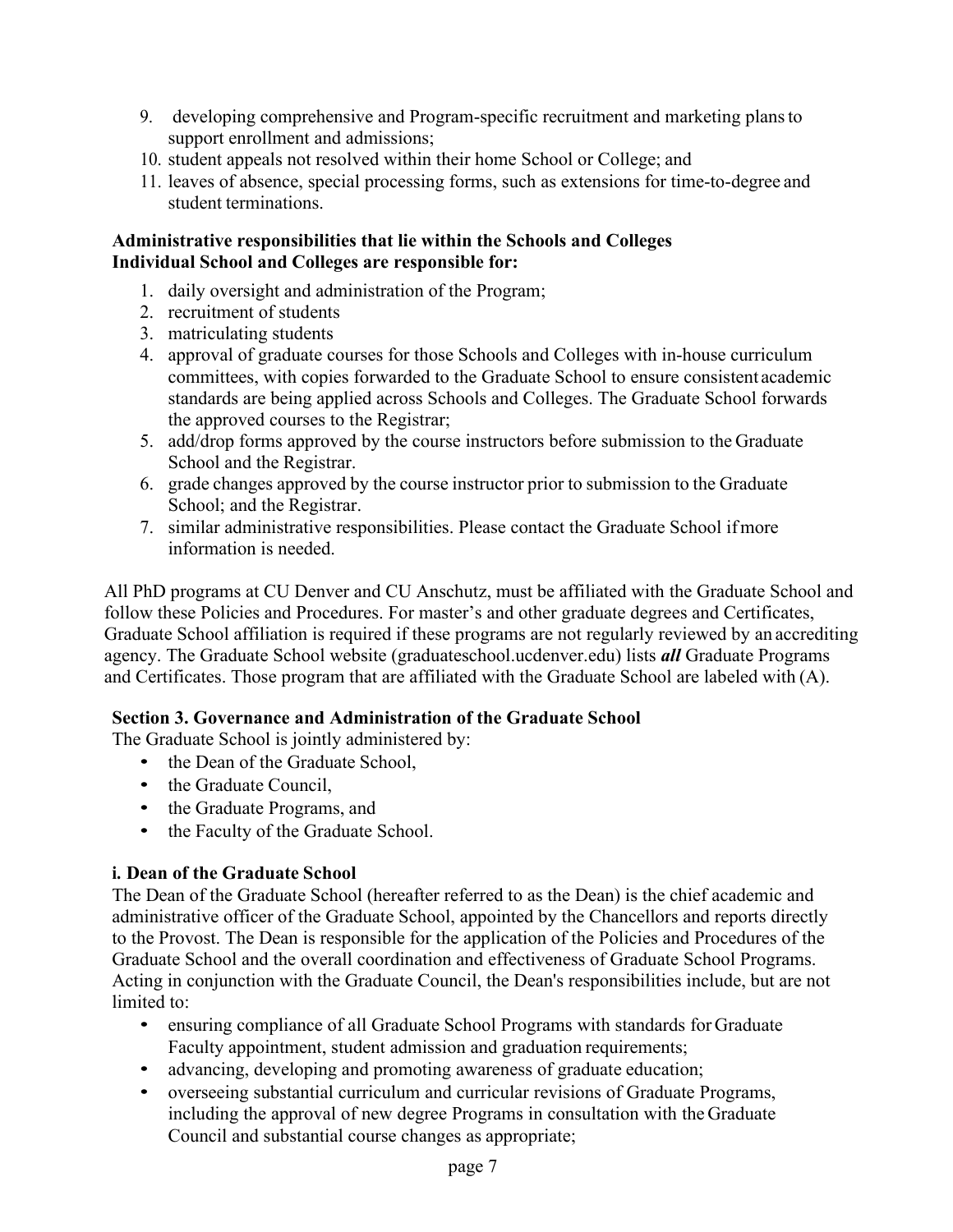9. developing comprehensive and Program-specific recruitment and marketing plans to support enrollment and admissions;
10. student appeals not resolved within their home School or College; and
11. leaves of absence, special processing forms, such as extensions for time-to-degree and student terminations.

**Administrative responsibilities that lie within the Schools and Colleges**
**Individual School and Colleges are responsible for:**

1. daily oversight and administration of the Program;
2. recruitment of students
3. matriculating students
4. approval of graduate courses for those Schools and Colleges with in-house curriculum committees, with copies forwarded to the Graduate School to ensure consistent academic standards are being applied across Schools and Colleges. The Graduate School forwards the approved courses to the Registrar;
5. add/drop forms approved by the course instructors before submission to the Graduate School and the Registrar.
6. grade changes approved by the course instructor prior to submission to the Graduate School; and the Registrar.
7. similar administrative responsibilities. Please contact the Graduate School if more information is needed.

All PhD programs at CU Denver and CU Anschutz, must be affiliated with the Graduate School and follow these Policies and Procedures. For master's and other graduate degrees and Certificates, Graduate School affiliation is required if these programs are not regularly reviewed by an accrediting agency. The Graduate School website (graduateschool.ucdenver.edu) lists ***all*** Graduate Programs and Certificates. Those program that are affiliated with the Graduate School are labeled with (A).

### Section 3. Governance and Administration of the Graduate School

The Graduate School is jointly administered by:

- the Dean of the Graduate School,
- the Graduate Council,
- the Graduate Programs, and
- the Faculty of the Graduate School.

#### i. Dean of the Graduate School

The Dean of the Graduate School (hereafter referred to as the Dean) is the chief academic and administrative officer of the Graduate School, appointed by the Chancellors and reports directly to the Provost. The Dean is responsible for the application of the Policies and Procedures of the Graduate School and the overall coordination and effectiveness of Graduate School Programs. Acting in conjunction with the Graduate Council, the Dean's responsibilities include, but are not limited to:

- ensuring compliance of all Graduate School Programs with standards for Graduate Faculty appointment, student admission and graduation requirements;
- advancing, developing and promoting awareness of graduate education;
- overseeing substantial curriculum and curricular revisions of Graduate Programs, including the approval of new degree Programs in consultation with the Graduate Council and substantial course changes as appropriate;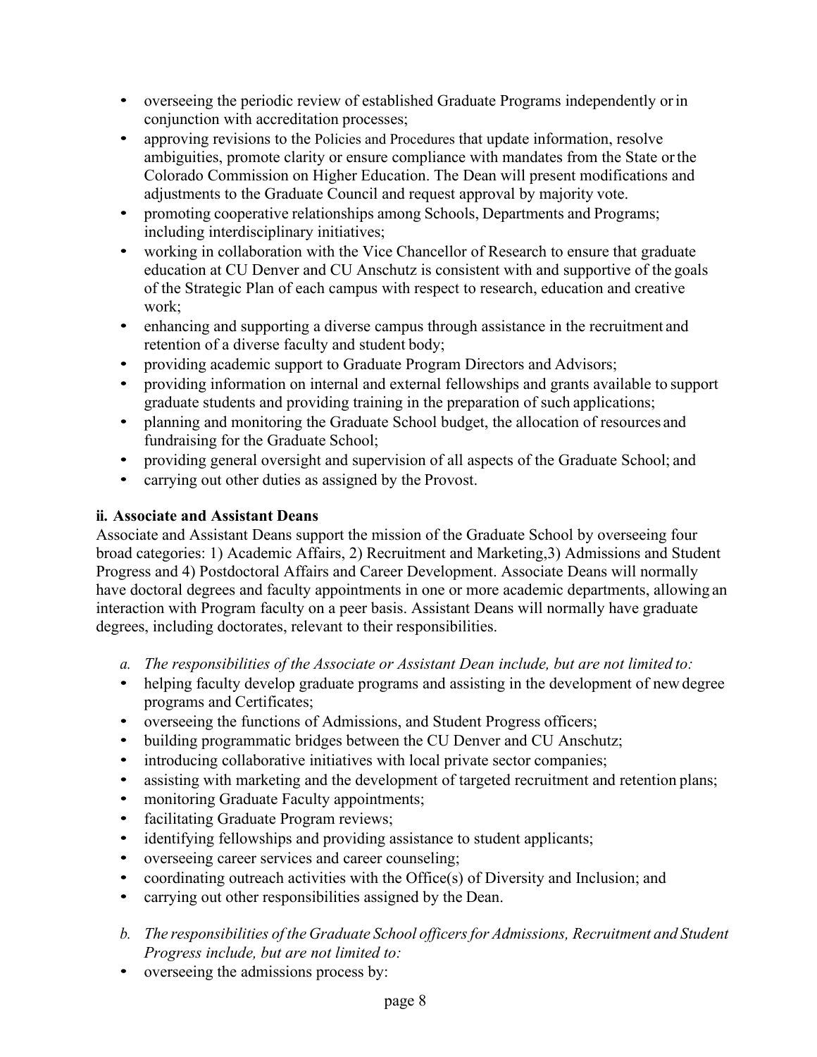- overseeing the periodic review of established Graduate Programs independently or in conjunction with accreditation processes;
- approving revisions to the Policies and Procedures that update information, resolve ambiguities, promote clarity or ensure compliance with mandates from the State or the Colorado Commission on Higher Education. The Dean will present modifications and adjustments to the Graduate Council and request approval by majority vote.
- promoting cooperative relationships among Schools, Departments and Programs; including interdisciplinary initiatives;
- working in collaboration with the Vice Chancellor of Research to ensure that graduate education at CU Denver and CU Anschutz is consistent with and supportive of the goals of the Strategic Plan of each campus with respect to research, education and creative work;
- enhancing and supporting a diverse campus through assistance in the recruitment and retention of a diverse faculty and student body;
- providing academic support to Graduate Program Directors and Advisors;
- providing information on internal and external fellowships and grants available to support graduate students and providing training in the preparation of such applications;
- planning and monitoring the Graduate School budget, the allocation of resources and fundraising for the Graduate School;
- providing general oversight and supervision of all aspects of the Graduate School; and
- carrying out other duties as assigned by the Provost.

**ii. Associate and Assistant Deans**

Associate and Assistant Deans support the mission of the Graduate School by overseeing four broad categories: 1) Academic Affairs, 2) Recruitment and Marketing,3) Admissions and Student Progress and 4) Postdoctoral Affairs and Career Development. Associate Deans will normally have doctoral degrees and faculty appointments in one or more academic departments, allowing an interaction with Program faculty on a peer basis. Assistant Deans will normally have graduate degrees, including doctorates, relevant to their responsibilities.

*a. The responsibilities of the Associate or Assistant Dean include, but are not limited to:*

- helping faculty develop graduate programs and assisting in the development of new degree programs and Certificates;
- overseeing the functions of Admissions, and Student Progress officers;
- building programmatic bridges between the CU Denver and CU Anschutz;
- introducing collaborative initiatives with local private sector companies;
- assisting with marketing and the development of targeted recruitment and retention plans;
- monitoring Graduate Faculty appointments;
- facilitating Graduate Program reviews;
- identifying fellowships and providing assistance to student applicants;
- overseeing career services and career counseling;
- coordinating outreach activities with the Office(s) of Diversity and Inclusion; and
- carrying out other responsibilities assigned by the Dean.

*b. The responsibilities of the Graduate School officers for Admissions, Recruitment and Student Progress include, but are not limited to:*

- overseeing the admissions process by: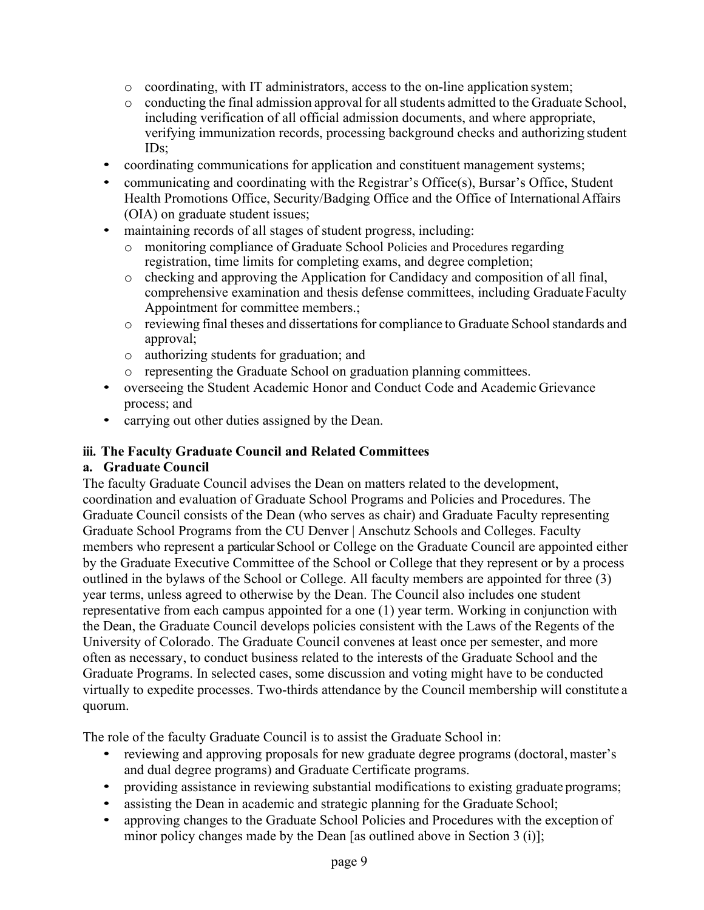- coordinating, with IT administrators, access to the on-line application system;
    - conducting the final admission approval for all students admitted to the Graduate School, including verification of all official admission documents, and where appropriate, verifying immunization records, processing background checks and authorizing student IDs;
- coordinating communications for application and constituent management systems;
- communicating and coordinating with the Registrar's Office(s), Bursar's Office, Student Health Promotions Office, Security/Badging Office and the Office of International Affairs (OIA) on graduate student issues;
- maintaining records of all stages of student progress, including:
    - monitoring compliance of Graduate School Policies and Procedures regarding registration, time limits for completing exams, and degree completion;
    - checking and approving the Application for Candidacy and composition of all final, comprehensive examination and thesis defense committees, including Graduate Faculty Appointment for committee members.;
    - reviewing final theses and dissertations for compliance to Graduate School standards and approval;
    - authorizing students for graduation; and
    - representing the Graduate School on graduation planning committees.
- overseeing the Student Academic Honor and Conduct Code and Academic Grievance process; and
- carrying out other duties assigned by the Dean.

### iii. The Faculty Graduate Council and Related Committees

#### a. Graduate Council

The faculty Graduate Council advises the Dean on matters related to the development, coordination and evaluation of Graduate School Programs and Policies and Procedures. The Graduate Council consists of the Dean (who serves as chair) and Graduate Faculty representing Graduate School Programs from the CU Denver | Anschutz Schools and Colleges. Faculty members who represent a particular School or College on the Graduate Council are appointed either by the Graduate Executive Committee of the School or College that they represent or by a process outlined in the bylaws of the School or College. All faculty members are appointed for three (3) year terms, unless agreed to otherwise by the Dean. The Council also includes one student representative from each campus appointed for a one (1) year term. Working in conjunction with the Dean, the Graduate Council develops policies consistent with the Laws of the Regents of the University of Colorado. The Graduate Council convenes at least once per semester, and more often as necessary, to conduct business related to the interests of the Graduate School and the Graduate Programs. In selected cases, some discussion and voting might have to be conducted virtually to expedite processes. Two-thirds attendance by the Council membership will constitute a quorum.

The role of the faculty Graduate Council is to assist the Graduate School in:

- reviewing and approving proposals for new graduate degree programs (doctoral, master's and dual degree programs) and Graduate Certificate programs.
- providing assistance in reviewing substantial modifications to existing graduate programs;
- assisting the Dean in academic and strategic planning for the Graduate School;
- approving changes to the Graduate School Policies and Procedures with the exception of minor policy changes made by the Dean [as outlined above in Section 3 (i)];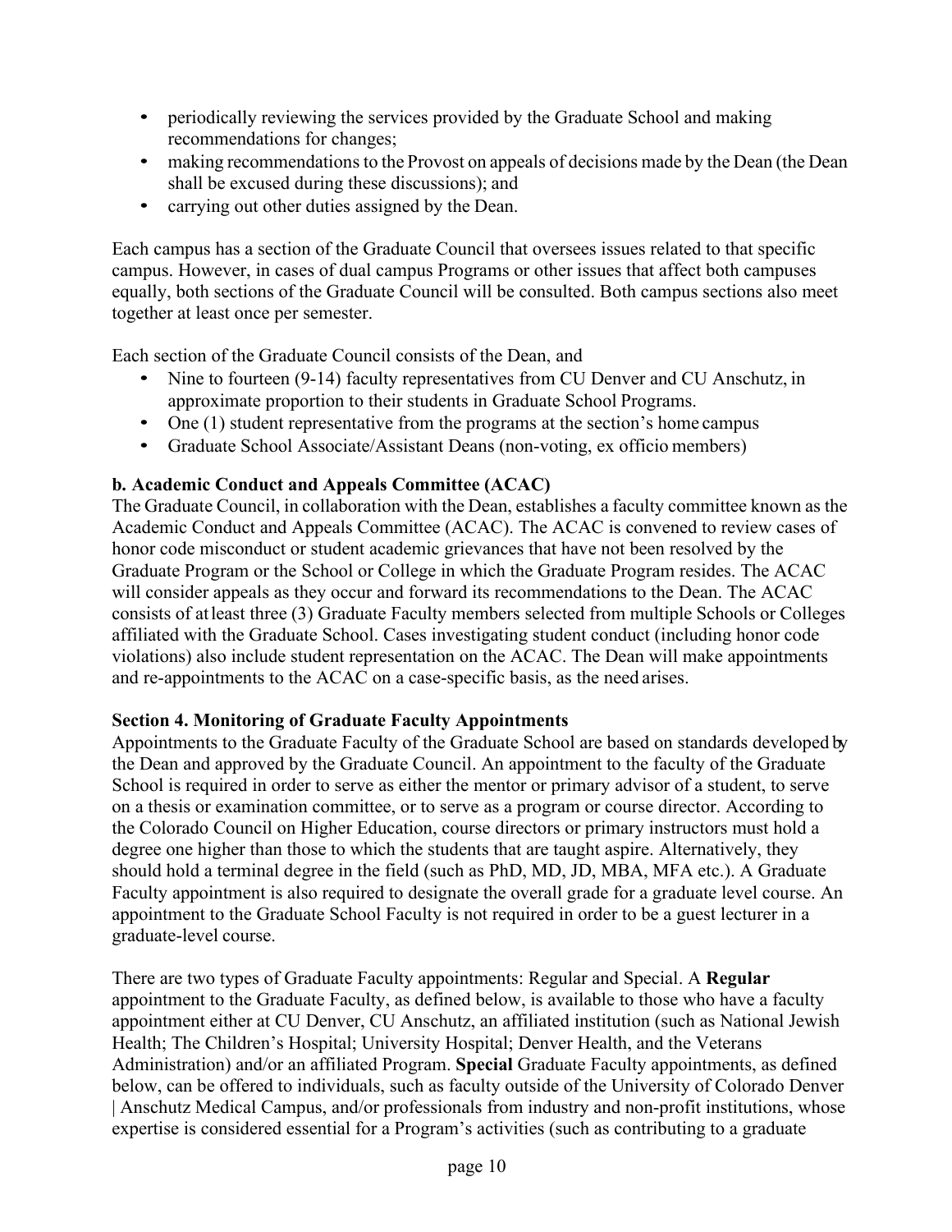- periodically reviewing the services provided by the Graduate School and making recommendations for changes;
- making recommendations to the Provost on appeals of decisions made by the Dean (the Dean shall be excused during these discussions); and
- carrying out other duties assigned by the Dean.

Each campus has a section of the Graduate Council that oversees issues related to that specific campus. However, in cases of dual campus Programs or other issues that affect both campuses equally, both sections of the Graduate Council will be consulted. Both campus sections also meet together at least once per semester.

Each section of the Graduate Council consists of the Dean, and

- Nine to fourteen (9-14) faculty representatives from CU Denver and CU Anschutz, in approximate proportion to their students in Graduate School Programs.
- One (1) student representative from the programs at the section's home campus
- Graduate School Associate/Assistant Deans (non-voting, ex officio members)

**b. Academic Conduct and Appeals Committee (ACAC)**

The Graduate Council, in collaboration with the Dean, establishes a faculty committee known as the Academic Conduct and Appeals Committee (ACAC). The ACAC is convened to review cases of honor code misconduct or student academic grievances that have not been resolved by the Graduate Program or the School or College in which the Graduate Program resides. The ACAC will consider appeals as they occur and forward its recommendations to the Dean. The ACAC consists of at least three (3) Graduate Faculty members selected from multiple Schools or Colleges affiliated with the Graduate School. Cases investigating student conduct (including honor code violations) also include student representation on the ACAC. The Dean will make appointments and re-appointments to the ACAC on a case-specific basis, as the need arises.

**Section 4. Monitoring of Graduate Faculty Appointments**

Appointments to the Graduate Faculty of the Graduate School are based on standards developed by the Dean and approved by the Graduate Council. An appointment to the faculty of the Graduate School is required in order to serve as either the mentor or primary advisor of a student, to serve on a thesis or examination committee, or to serve as a program or course director. According to the Colorado Council on Higher Education, course directors or primary instructors must hold a degree one higher than those to which the students that are taught aspire. Alternatively, they should hold a terminal degree in the field (such as PhD, MD, JD, MBA, MFA etc.). A Graduate Faculty appointment is also required to designate the overall grade for a graduate level course. An appointment to the Graduate School Faculty is not required in order to be a guest lecturer in a graduate-level course.

There are two types of Graduate Faculty appointments: Regular and Special. A **Regular** appointment to the Graduate Faculty, as defined below, is available to those who have a faculty appointment either at CU Denver, CU Anschutz, an affiliated institution (such as National Jewish Health; The Children's Hospital; University Hospital; Denver Health, and the Veterans Administration) and/or an affiliated Program. **Special** Graduate Faculty appointments, as defined below, can be offered to individuals, such as faculty outside of the University of Colorado Denver | Anschutz Medical Campus, and/or professionals from industry and non-profit institutions, whose expertise is considered essential for a Program's activities (such as contributing to a graduate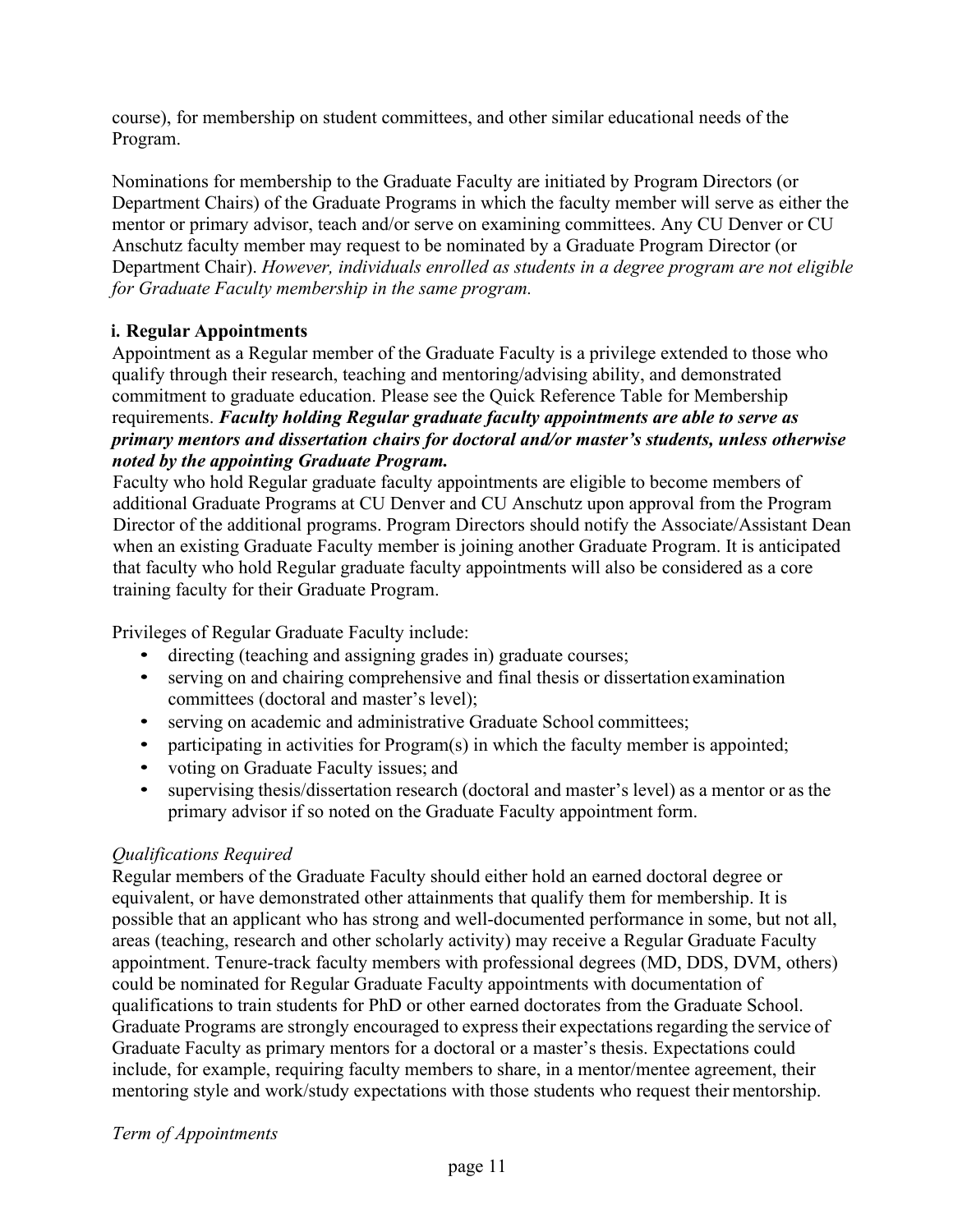course), for membership on student committees, and other similar educational needs of the Program.

Nominations for membership to the Graduate Faculty are initiated by Program Directors (or Department Chairs) of the Graduate Programs in which the faculty member will serve as either the mentor or primary advisor, teach and/or serve on examining committees. Any CU Denver or CU Anschutz faculty member may request to be nominated by a Graduate Program Director (or Department Chair). *However, individuals enrolled as students in a degree program are not eligible for Graduate Faculty membership in the same program.*

### i. Regular Appointments

Appointment as a Regular member of the Graduate Faculty is a privilege extended to those who qualify through their research, teaching and mentoring/advising ability, and demonstrated commitment to graduate education. Please see the Quick Reference Table for Membership requirements. ***Faculty holding Regular graduate faculty appointments are able to serve as primary mentors and dissertation chairs for doctoral and/or master's students, unless otherwise noted by the appointing Graduate Program.***

Faculty who hold Regular graduate faculty appointments are eligible to become members of additional Graduate Programs at CU Denver and CU Anschutz upon approval from the Program Director of the additional programs. Program Directors should notify the Associate/Assistant Dean when an existing Graduate Faculty member is joining another Graduate Program. It is anticipated that faculty who hold Regular graduate faculty appointments will also be considered as a core training faculty for their Graduate Program.

Privileges of Regular Graduate Faculty include:

- directing (teaching and assigning grades in) graduate courses;
- serving on and chairing comprehensive and final thesis or dissertation examination committees (doctoral and master's level);
- serving on academic and administrative Graduate School committees;
- participating in activities for Program(s) in which the faculty member is appointed;
- voting on Graduate Faculty issues; and
- supervising thesis/dissertation research (doctoral and master's level) as a mentor or as the primary advisor if so noted on the Graduate Faculty appointment form.

*Qualifications Required*

Regular members of the Graduate Faculty should either hold an earned doctoral degree or equivalent, or have demonstrated other attainments that qualify them for membership. It is possible that an applicant who has strong and well-documented performance in some, but not all, areas (teaching, research and other scholarly activity) may receive a Regular Graduate Faculty appointment. Tenure-track faculty members with professional degrees (MD, DDS, DVM, others) could be nominated for Regular Graduate Faculty appointments with documentation of qualifications to train students for PhD or other earned doctorates from the Graduate School. Graduate Programs are strongly encouraged to express their expectations regarding the service of Graduate Faculty as primary mentors for a doctoral or a master's thesis. Expectations could include, for example, requiring faculty members to share, in a mentor/mentee agreement, their mentoring style and work/study expectations with those students who request their mentorship.

*Term of Appointments*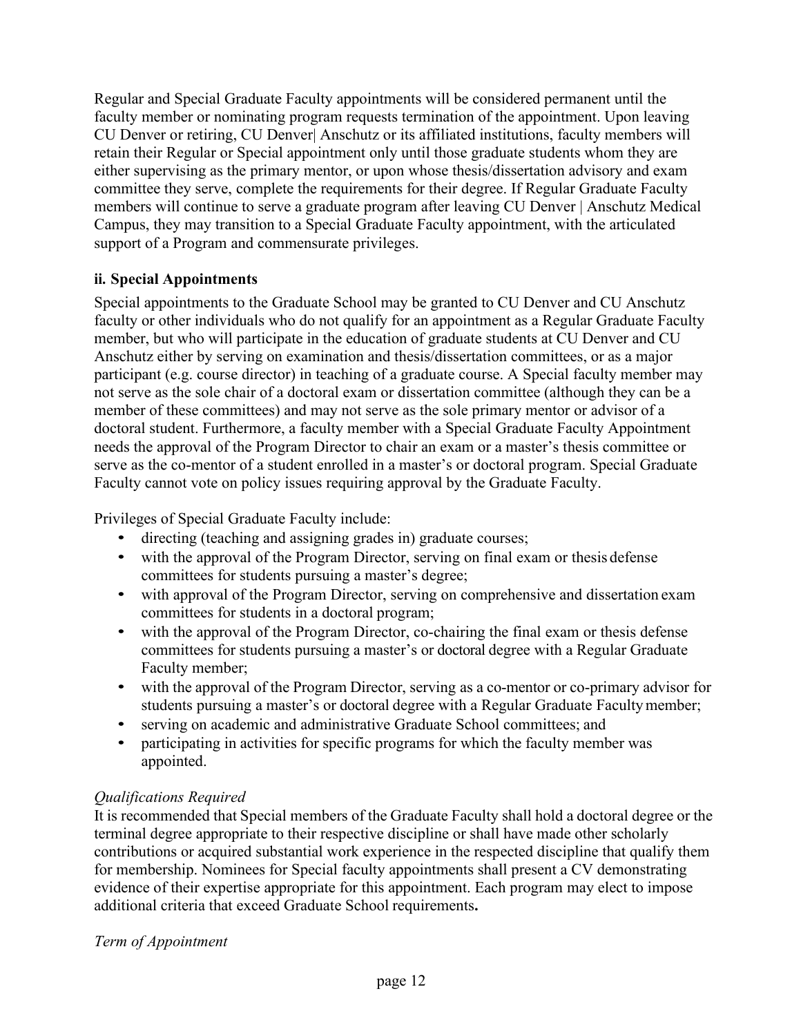Regular and Special Graduate Faculty appointments will be considered permanent until the faculty member or nominating program requests termination of the appointment. Upon leaving CU Denver or retiring, CU Denver| Anschutz or its affiliated institutions, faculty members will retain their Regular or Special appointment only until those graduate students whom they are either supervising as the primary mentor, or upon whose thesis/dissertation advisory and exam committee they serve, complete the requirements for their degree. If Regular Graduate Faculty members will continue to serve a graduate program after leaving CU Denver | Anschutz Medical Campus, they may transition to a Special Graduate Faculty appointment, with the articulated support of a Program and commensurate privileges.

### ii. Special Appointments

Special appointments to the Graduate School may be granted to CU Denver and CU Anschutz faculty or other individuals who do not qualify for an appointment as a Regular Graduate Faculty member, but who will participate in the education of graduate students at CU Denver and CU Anschutz either by serving on examination and thesis/dissertation committees, or as a major participant (e.g. course director) in teaching of a graduate course. A Special faculty member may not serve as the sole chair of a doctoral exam or dissertation committee (although they can be a member of these committees) and may not serve as the sole primary mentor or advisor of a doctoral student. Furthermore, a faculty member with a Special Graduate Faculty Appointment needs the approval of the Program Director to chair an exam or a master's thesis committee or serve as the co-mentor of a student enrolled in a master's or doctoral program. Special Graduate Faculty cannot vote on policy issues requiring approval by the Graduate Faculty.

Privileges of Special Graduate Faculty include:

- directing (teaching and assigning grades in) graduate courses;
- with the approval of the Program Director, serving on final exam or thesis defense committees for students pursuing a master's degree;
- with approval of the Program Director, serving on comprehensive and dissertation exam committees for students in a doctoral program;
- with the approval of the Program Director, co-chairing the final exam or thesis defense committees for students pursuing a master's or doctoral degree with a Regular Graduate Faculty member;
- with the approval of the Program Director, serving as a co-mentor or co-primary advisor for students pursuing a master's or doctoral degree with a Regular Graduate Faculty member;
- serving on academic and administrative Graduate School committees; and
- participating in activities for specific programs for which the faculty member was appointed.

*Qualifications Required*

It is recommended that Special members of the Graduate Faculty shall hold a doctoral degree or the terminal degree appropriate to their respective discipline or shall have made other scholarly contributions or acquired substantial work experience in the respected discipline that qualify them for membership. Nominees for Special faculty appointments shall present a CV demonstrating evidence of their expertise appropriate for this appointment. Each program may elect to impose additional criteria that exceed Graduate School requirements**.**

*Term of Appointment*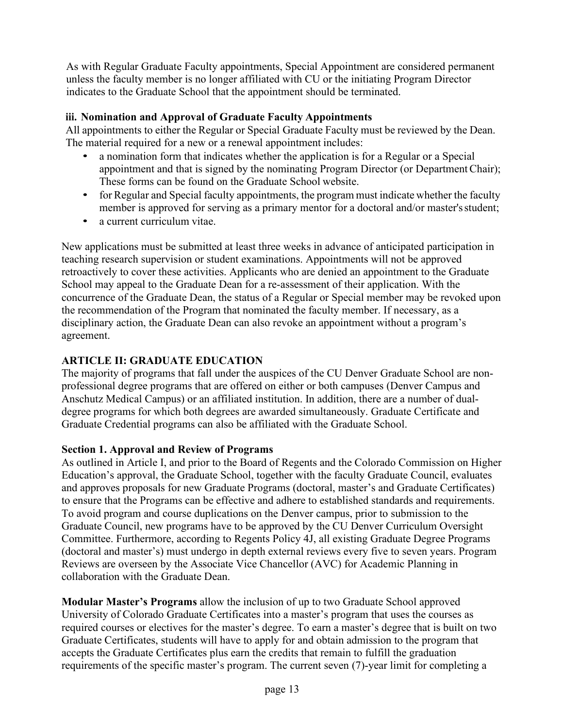As with Regular Graduate Faculty appointments, Special Appointment are considered permanent unless the faculty member is no longer affiliated with CU or the initiating Program Director indicates to the Graduate School that the appointment should be terminated.

#### iii. Nomination and Approval of Graduate Faculty Appointments

All appointments to either the Regular or Special Graduate Faculty must be reviewed by the Dean. The material required for a new or a renewal appointment includes:

- a nomination form that indicates whether the application is for a Regular or a Special appointment and that is signed by the nominating Program Director (or Department Chair); These forms can be found on the Graduate School website.
- for Regular and Special faculty appointments, the program must indicate whether the faculty member is approved for serving as a primary mentor for a doctoral and/or master's student;
- a current curriculum vitae.

New applications must be submitted at least three weeks in advance of anticipated participation in teaching research supervision or student examinations. Appointments will not be approved retroactively to cover these activities. Applicants who are denied an appointment to the Graduate School may appeal to the Graduate Dean for a re-assessment of their application. With the concurrence of the Graduate Dean, the status of a Regular or Special member may be revoked upon the recommendation of the Program that nominated the faculty member. If necessary, as a disciplinary action, the Graduate Dean can also revoke an appointment without a program's agreement.

## ARTICLE II: GRADUATE EDUCATION

The majority of programs that fall under the auspices of the CU Denver Graduate School are non-professional degree programs that are offered on either or both campuses (Denver Campus and Anschutz Medical Campus) or an affiliated institution. In addition, there are a number of dual-degree programs for which both degrees are awarded simultaneously. Graduate Certificate and Graduate Credential programs can also be affiliated with the Graduate School.

### Section 1. Approval and Review of Programs

As outlined in Article I, and prior to the Board of Regents and the Colorado Commission on Higher Education's approval, the Graduate School, together with the faculty Graduate Council, evaluates and approves proposals for new Graduate Programs (doctoral, master's and Graduate Certificates) to ensure that the Programs can be effective and adhere to established standards and requirements. To avoid program and course duplications on the Denver campus, prior to submission to the Graduate Council, new programs have to be approved by the CU Denver Curriculum Oversight Committee. Furthermore, according to Regents Policy 4J, all existing Graduate Degree Programs (doctoral and master's) must undergo in depth external reviews every five to seven years. Program Reviews are overseen by the Associate Vice Chancellor (AVC) for Academic Planning in collaboration with the Graduate Dean.

**Modular Master's Programs** allow the inclusion of up to two Graduate School approved University of Colorado Graduate Certificates into a master's program that uses the courses as required courses or electives for the master's degree. To earn a master's degree that is built on two Graduate Certificates, students will have to apply for and obtain admission to the program that accepts the Graduate Certificates plus earn the credits that remain to fulfill the graduation requirements of the specific master's program. The current seven (7)-year limit for completing a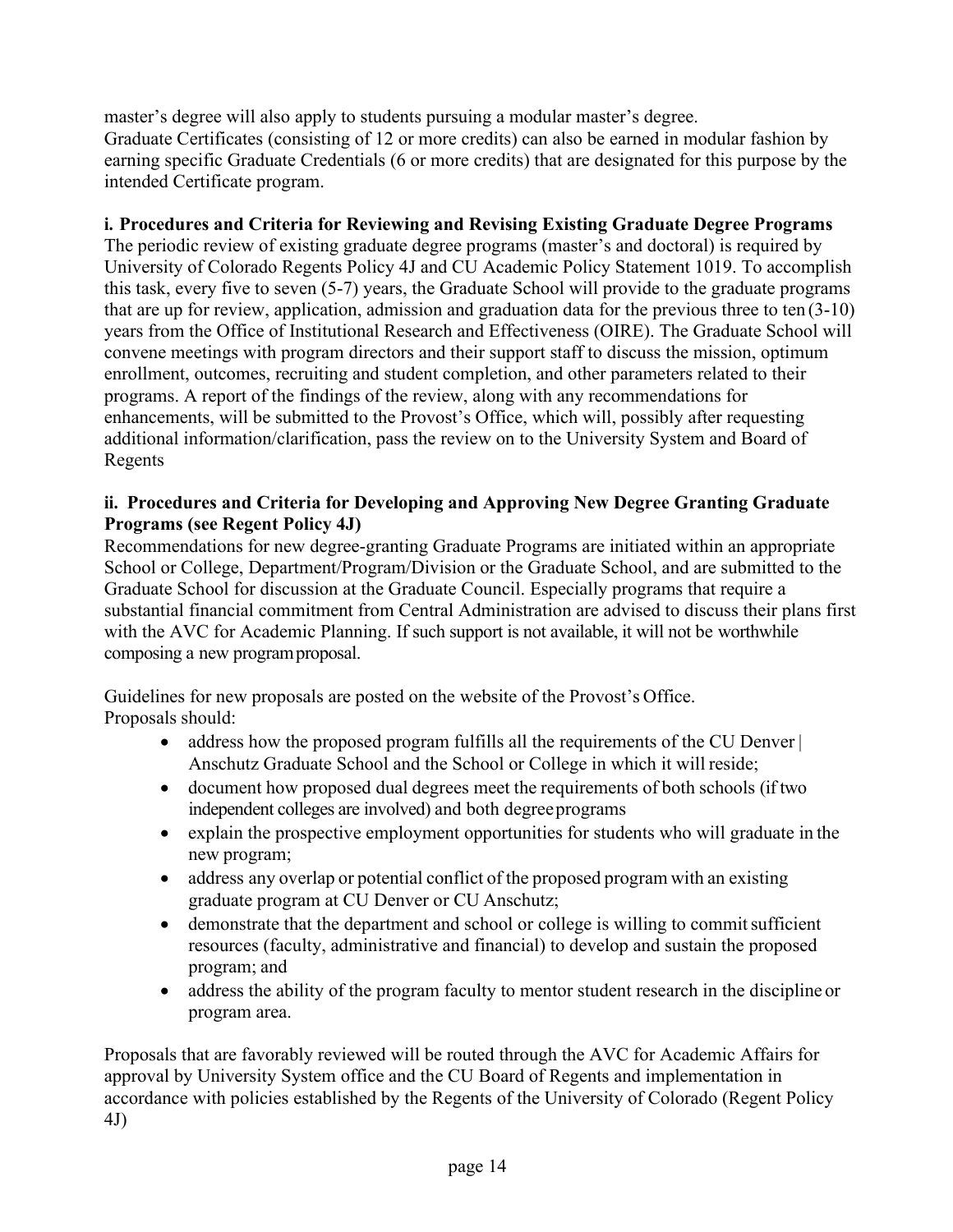master's degree will also apply to students pursuing a modular master's degree.
Graduate Certificates (consisting of 12 or more credits) can also be earned in modular fashion by earning specific Graduate Credentials (6 or more credits) that are designated for this purpose by the intended Certificate program.

**i. Procedures and Criteria for Reviewing and Revising Existing Graduate Degree Programs**

The periodic review of existing graduate degree programs (master's and doctoral) is required by University of Colorado Regents Policy 4J and CU Academic Policy Statement 1019. To accomplish this task, every five to seven (5-7) years, the Graduate School will provide to the graduate programs that are up for review, application, admission and graduation data for the previous three to ten (3-10) years from the Office of Institutional Research and Effectiveness (OIRE). The Graduate School will convene meetings with program directors and their support staff to discuss the mission, optimum enrollment, outcomes, recruiting and student completion, and other parameters related to their programs. A report of the findings of the review, along with any recommendations for enhancements, will be submitted to the Provost's Office, which will, possibly after requesting additional information/clarification, pass the review on to the University System and Board of Regents

**ii. Procedures and Criteria for Developing and Approving New Degree Granting Graduate Programs (see Regent Policy 4J)**

Recommendations for new degree-granting Graduate Programs are initiated within an appropriate School or College, Department/Program/Division or the Graduate School, and are submitted to the Graduate School for discussion at the Graduate Council. Especially programs that require a substantial financial commitment from Central Administration are advised to discuss their plans first with the AVC for Academic Planning. If such support is not available, it will not be worthwhile composing a new program proposal.

Guidelines for new proposals are posted on the website of the Provost's Office.
Proposals should:

- address how the proposed program fulfills all the requirements of the CU Denver | Anschutz Graduate School and the School or College in which it will reside;
- document how proposed dual degrees meet the requirements of both schools (if two independent colleges are involved) and both degree programs
- explain the prospective employment opportunities for students who will graduate in the new program;
- address any overlap or potential conflict of the proposed program with an existing graduate program at CU Denver or CU Anschutz;
- demonstrate that the department and school or college is willing to commit sufficient resources (faculty, administrative and financial) to develop and sustain the proposed program; and
- address the ability of the program faculty to mentor student research in the discipline or program area.

Proposals that are favorably reviewed will be routed through the AVC for Academic Affairs for approval by University System office and the CU Board of Regents and implementation in accordance with policies established by the Regents of the University of Colorado (Regent Policy 4J)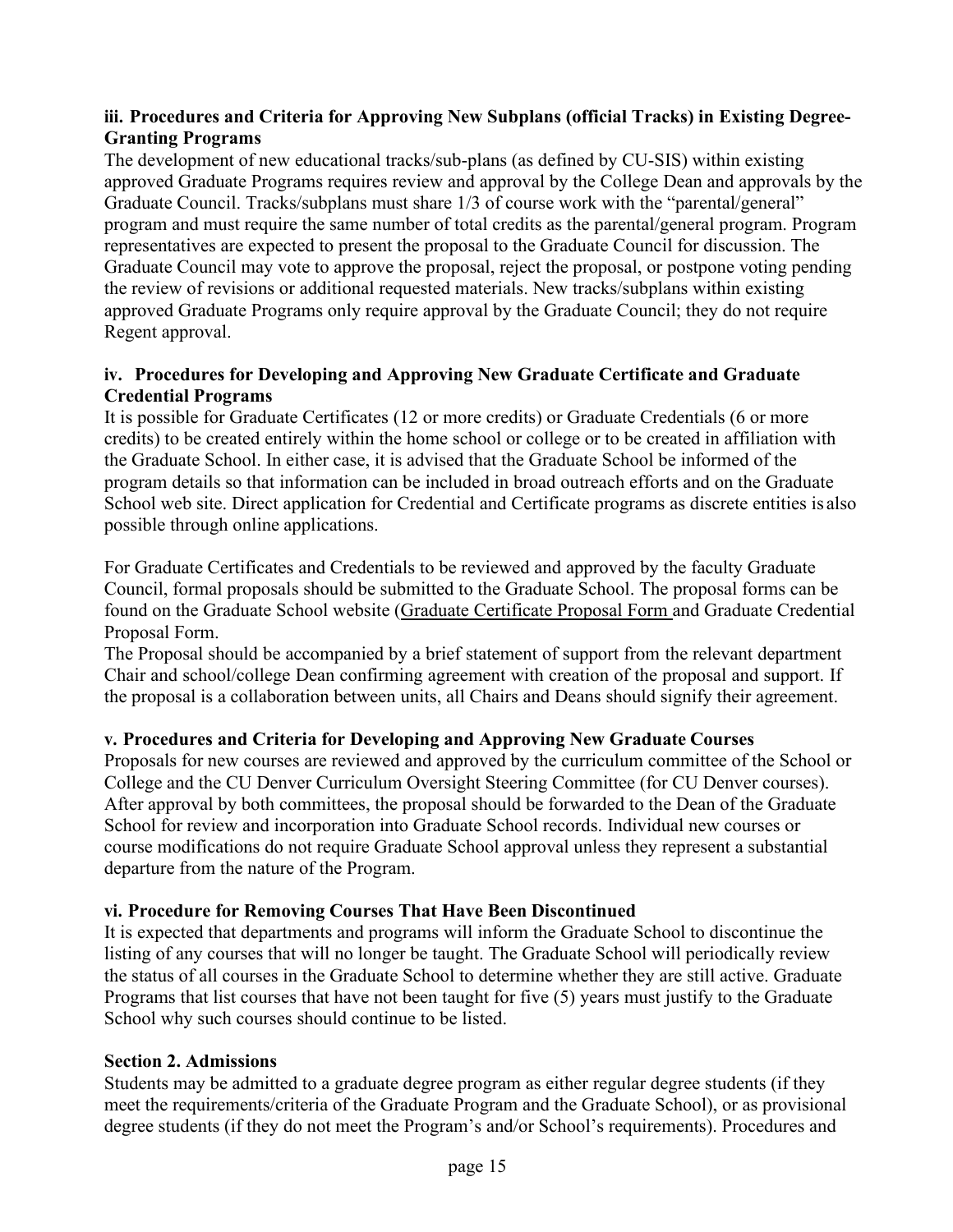### iii. Procedures and Criteria for Approving New Subplans (official Tracks) in Existing Degree-Granting Programs

The development of new educational tracks/sub-plans (as defined by CU-SIS) within existing approved Graduate Programs requires review and approval by the College Dean and approvals by the Graduate Council. Tracks/subplans must share 1/3 of course work with the "parental/general" program and must require the same number of total credits as the parental/general program. Program representatives are expected to present the proposal to the Graduate Council for discussion. The Graduate Council may vote to approve the proposal, reject the proposal, or postpone voting pending the review of revisions or additional requested materials. New tracks/subplans within existing approved Graduate Programs only require approval by the Graduate Council; they do not require Regent approval.

### iv. Procedures for Developing and Approving New Graduate Certificate and Graduate Credential Programs

It is possible for Graduate Certificates (12 or more credits) or Graduate Credentials (6 or more credits) to be created entirely within the home school or college or to be created in affiliation with the Graduate School. In either case, it is advised that the Graduate School be informed of the program details so that information can be included in broad outreach efforts and on the Graduate School web site. Direct application for Credential and Certificate programs as discrete entities is also possible through online applications.

For Graduate Certificates and Credentials to be reviewed and approved by the faculty Graduate Council, formal proposals should be submitted to the Graduate School. The proposal forms can be found on the Graduate School website (Graduate Certificate Proposal Form and Graduate Credential Proposal Form.

The Proposal should be accompanied by a brief statement of support from the relevant department Chair and school/college Dean confirming agreement with creation of the proposal and support. If the proposal is a collaboration between units, all Chairs and Deans should signify their agreement.

### v. Procedures and Criteria for Developing and Approving New Graduate Courses

Proposals for new courses are reviewed and approved by the curriculum committee of the School or College and the CU Denver Curriculum Oversight Steering Committee (for CU Denver courses). After approval by both committees, the proposal should be forwarded to the Dean of the Graduate School for review and incorporation into Graduate School records. Individual new courses or course modifications do not require Graduate School approval unless they represent a substantial departure from the nature of the Program.

### vi. Procedure for Removing Courses That Have Been Discontinued

It is expected that departments and programs will inform the Graduate School to discontinue the listing of any courses that will no longer be taught. The Graduate School will periodically review the status of all courses in the Graduate School to determine whether they are still active. Graduate Programs that list courses that have not been taught for five (5) years must justify to the Graduate School why such courses should continue to be listed.

## Section 2. Admissions

Students may be admitted to a graduate degree program as either regular degree students (if they meet the requirements/criteria of the Graduate Program and the Graduate School), or as provisional degree students (if they do not meet the Program's and/or School's requirements). Procedures and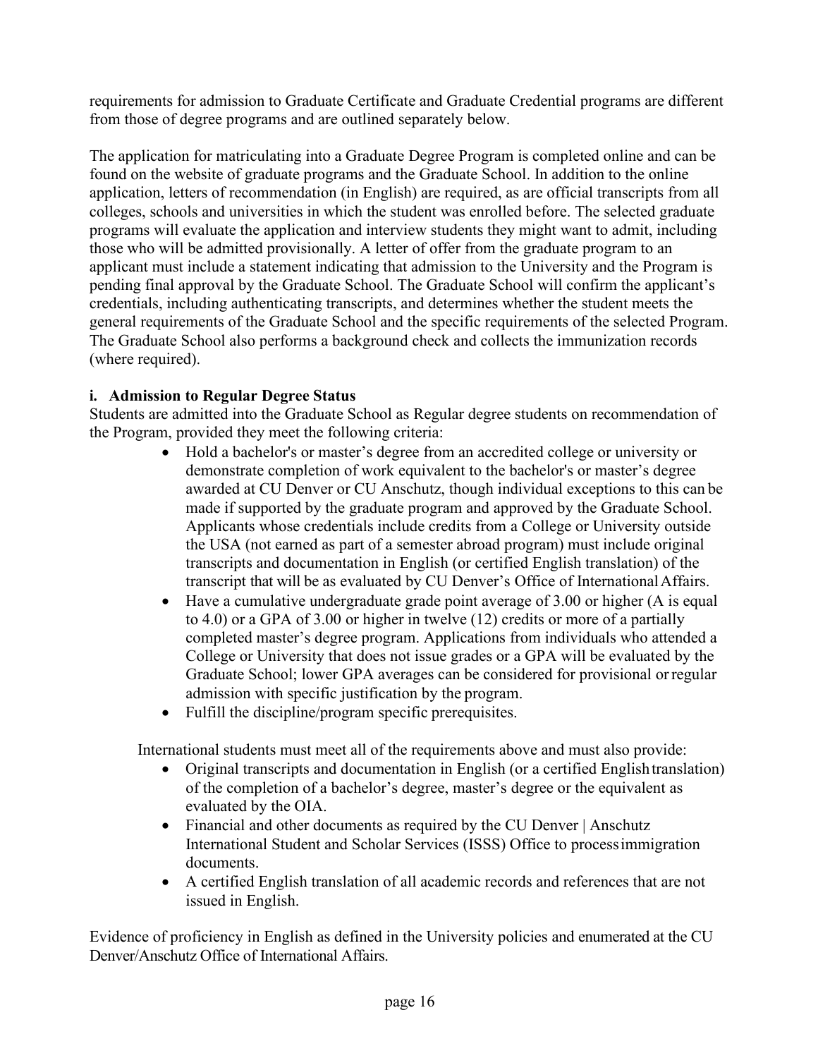requirements for admission to Graduate Certificate and Graduate Credential programs are different from those of degree programs and are outlined separately below.

The application for matriculating into a Graduate Degree Program is completed online and can be found on the website of graduate programs and the Graduate School. In addition to the online application, letters of recommendation (in English) are required, as are official transcripts from all colleges, schools and universities in which the student was enrolled before. The selected graduate programs will evaluate the application and interview students they might want to admit, including those who will be admitted provisionally. A letter of offer from the graduate program to an applicant must include a statement indicating that admission to the University and the Program is pending final approval by the Graduate School. The Graduate School will confirm the applicant's credentials, including authenticating transcripts, and determines whether the student meets the general requirements of the Graduate School and the specific requirements of the selected Program. The Graduate School also performs a background check and collects the immunization records (where required).

**i. Admission to Regular Degree Status**

Students are admitted into the Graduate School as Regular degree students on recommendation of the Program, provided they meet the following criteria:

- Hold a bachelor's or master's degree from an accredited college or university or demonstrate completion of work equivalent to the bachelor's or master's degree awarded at CU Denver or CU Anschutz, though individual exceptions to this can be made if supported by the graduate program and approved by the Graduate School. Applicants whose credentials include credits from a College or University outside the USA (not earned as part of a semester abroad program) must include original transcripts and documentation in English (or certified English translation) of the transcript that will be as evaluated by CU Denver's Office of International Affairs.
- Have a cumulative undergraduate grade point average of 3.00 or higher (A is equal to 4.0) or a GPA of 3.00 or higher in twelve (12) credits or more of a partially completed master's degree program. Applications from individuals who attended a College or University that does not issue grades or a GPA will be evaluated by the Graduate School; lower GPA averages can be considered for provisional or regular admission with specific justification by the program.
- Fulfill the discipline/program specific prerequisites.

International students must meet all of the requirements above and must also provide:

- Original transcripts and documentation in English (or a certified English translation) of the completion of a bachelor's degree, master's degree or the equivalent as evaluated by the OIA.
- Financial and other documents as required by the CU Denver | Anschutz International Student and Scholar Services (ISSS) Office to process immigration documents.
- A certified English translation of all academic records and references that are not issued in English.

Evidence of proficiency in English as defined in the University policies and enumerated at the CU Denver/Anschutz Office of International Affairs.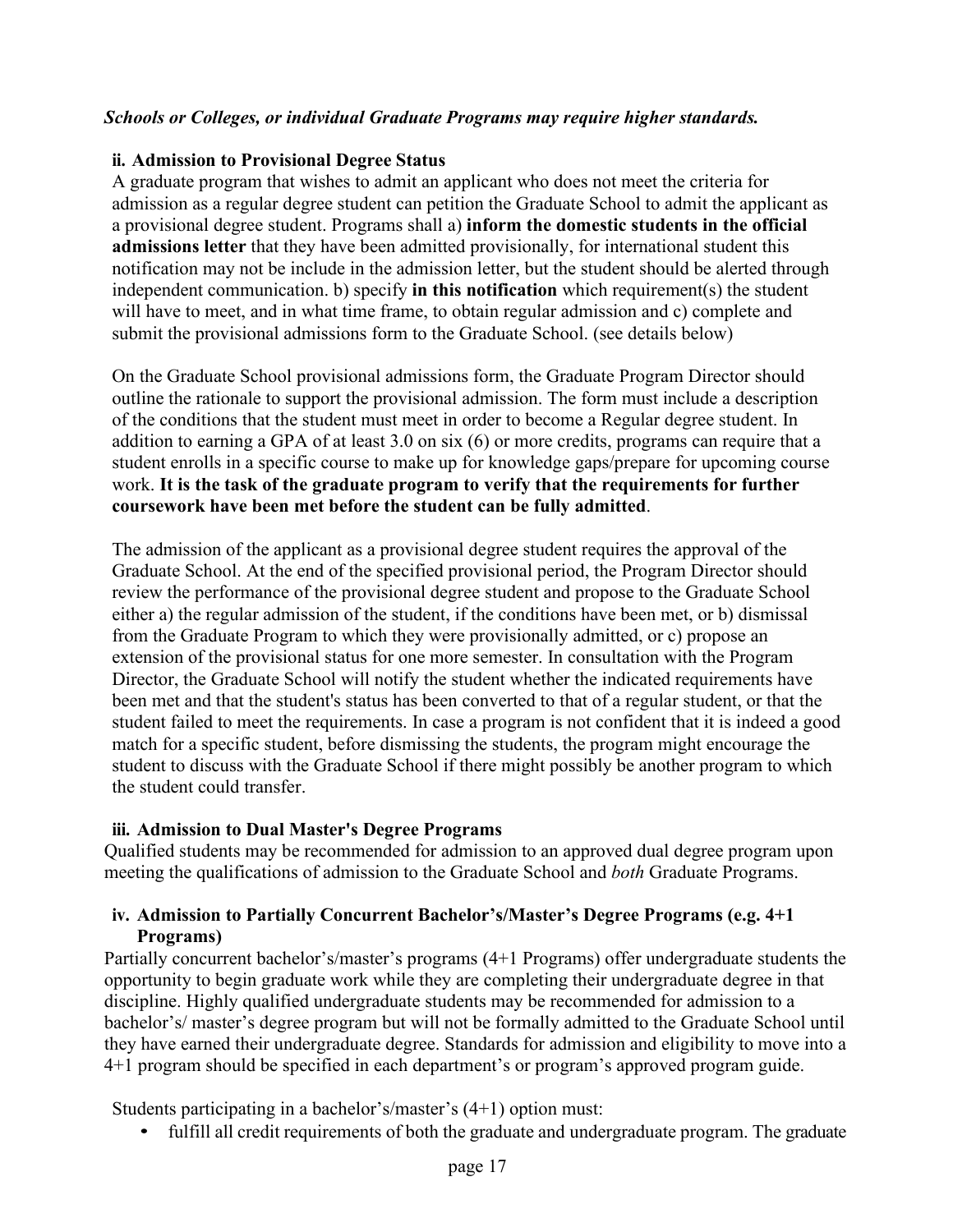***Schools or Colleges, or individual Graduate Programs may require higher standards.***

### ii. Admission to Provisional Degree Status

A graduate program that wishes to admit an applicant who does not meet the criteria for admission as a regular degree student can petition the Graduate School to admit the applicant as a provisional degree student. Programs shall a) **inform the domestic students in the official admissions letter** that they have been admitted provisionally, for international student this notification may not be include in the admission letter, but the student should be alerted through independent communication. b) specify **in this notification** which requirement(s) the student will have to meet, and in what time frame, to obtain regular admission and c) complete and submit the provisional admissions form to the Graduate School. (see details below)

On the Graduate School provisional admissions form, the Graduate Program Director should outline the rationale to support the provisional admission. The form must include a description of the conditions that the student must meet in order to become a Regular degree student. In addition to earning a GPA of at least 3.0 on six (6) or more credits, programs can require that a student enrolls in a specific course to make up for knowledge gaps/prepare for upcoming course work. **It is the task of the graduate program to verify that the requirements for further coursework have been met before the student can be fully admitted**.

The admission of the applicant as a provisional degree student requires the approval of the Graduate School. At the end of the specified provisional period, the Program Director should review the performance of the provisional degree student and propose to the Graduate School either a) the regular admission of the student, if the conditions have been met, or b) dismissal from the Graduate Program to which they were provisionally admitted, or c) propose an extension of the provisional status for one more semester. In consultation with the Program Director, the Graduate School will notify the student whether the indicated requirements have been met and that the student's status has been converted to that of a regular student, or that the student failed to meet the requirements. In case a program is not confident that it is indeed a good match for a specific student, before dismissing the students, the program might encourage the student to discuss with the Graduate School if there might possibly be another program to which the student could transfer.

### iii. Admission to Dual Master's Degree Programs

Qualified students may be recommended for admission to an approved dual degree program upon meeting the qualifications of admission to the Graduate School and *both* Graduate Programs.

### iv. Admission to Partially Concurrent Bachelor's/Master's Degree Programs (e.g. 4+1 Programs)

Partially concurrent bachelor's/master's programs (4+1 Programs) offer undergraduate students the opportunity to begin graduate work while they are completing their undergraduate degree in that discipline. Highly qualified undergraduate students may be recommended for admission to a bachelor's/ master's degree program but will not be formally admitted to the Graduate School until they have earned their undergraduate degree. Standards for admission and eligibility to move into a 4+1 program should be specified in each department's or program's approved program guide.

Students participating in a bachelor's/master's (4+1) option must:

- fulfill all credit requirements of both the graduate and undergraduate program. The graduate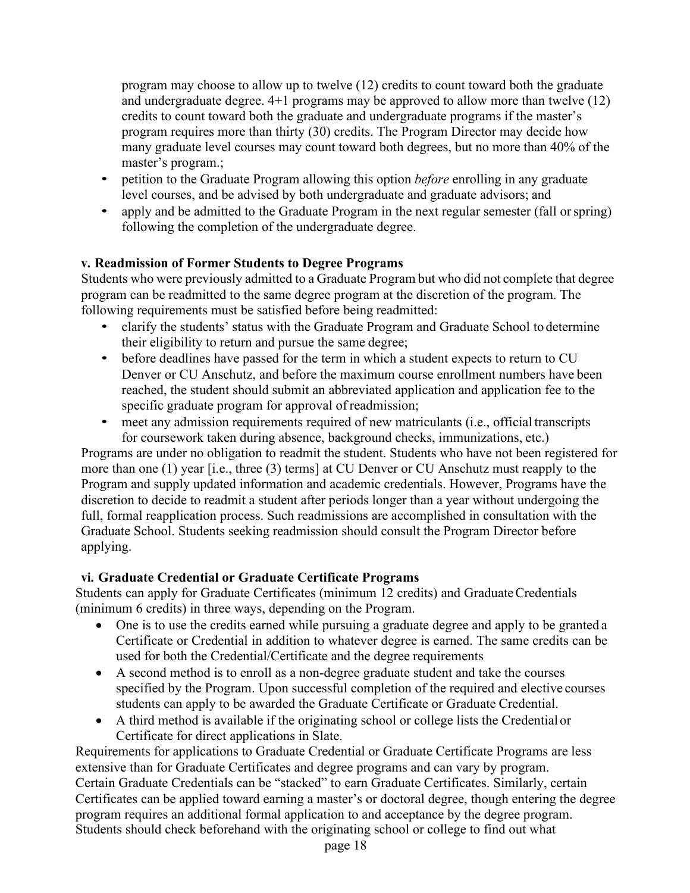program may choose to allow up to twelve (12) credits to count toward both the graduate and undergraduate degree. 4+1 programs may be approved to allow more than twelve (12) credits to count toward both the graduate and undergraduate programs if the master's program requires more than thirty (30) credits. The Program Director may decide how many graduate level courses may count toward both degrees, but no more than 40% of the master's program.;

- petition to the Graduate Program allowing this option *before* enrolling in any graduate level courses, and be advised by both undergraduate and graduate advisors; and
- apply and be admitted to the Graduate Program in the next regular semester (fall or spring) following the completion of the undergraduate degree.

**v. Readmission of Former Students to Degree Programs**

Students who were previously admitted to a Graduate Program but who did not complete that degree program can be readmitted to the same degree program at the discretion of the program. The following requirements must be satisfied before being readmitted:

- clarify the students' status with the Graduate Program and Graduate School to determine their eligibility to return and pursue the same degree;
- before deadlines have passed for the term in which a student expects to return to CU Denver or CU Anschutz, and before the maximum course enrollment numbers have been reached, the student should submit an abbreviated application and application fee to the specific graduate program for approval of readmission;
- meet any admission requirements required of new matriculants (i.e., official transcripts for coursework taken during absence, background checks, immunizations, etc.)

Programs are under no obligation to readmit the student. Students who have not been registered for more than one (1) year [i.e., three (3) terms] at CU Denver or CU Anschutz must reapply to the Program and supply updated information and academic credentials. However, Programs have the discretion to decide to readmit a student after periods longer than a year without undergoing the full, formal reapplication process. Such readmissions are accomplished in consultation with the Graduate School. Students seeking readmission should consult the Program Director before applying.

**vi. Graduate Credential or Graduate Certificate Programs**

Students can apply for Graduate Certificates (minimum 12 credits) and Graduate Credentials (minimum 6 credits) in three ways, depending on the Program.

- One is to use the credits earned while pursuing a graduate degree and apply to be granted a Certificate or Credential in addition to whatever degree is earned. The same credits can be used for both the Credential/Certificate and the degree requirements
- A second method is to enroll as a non-degree graduate student and take the courses specified by the Program. Upon successful completion of the required and elective courses students can apply to be awarded the Graduate Certificate or Graduate Credential.
- A third method is available if the originating school or college lists the Credential or Certificate for direct applications in Slate.

Requirements for applications to Graduate Credential or Graduate Certificate Programs are less extensive than for Graduate Certificates and degree programs and can vary by program.
Certain Graduate Credentials can be "stacked" to earn Graduate Certificates. Similarly, certain Certificates can be applied toward earning a master's or doctoral degree, though entering the degree program requires an additional formal application to and acceptance by the degree program.
Students should check beforehand with the originating school or college to find out what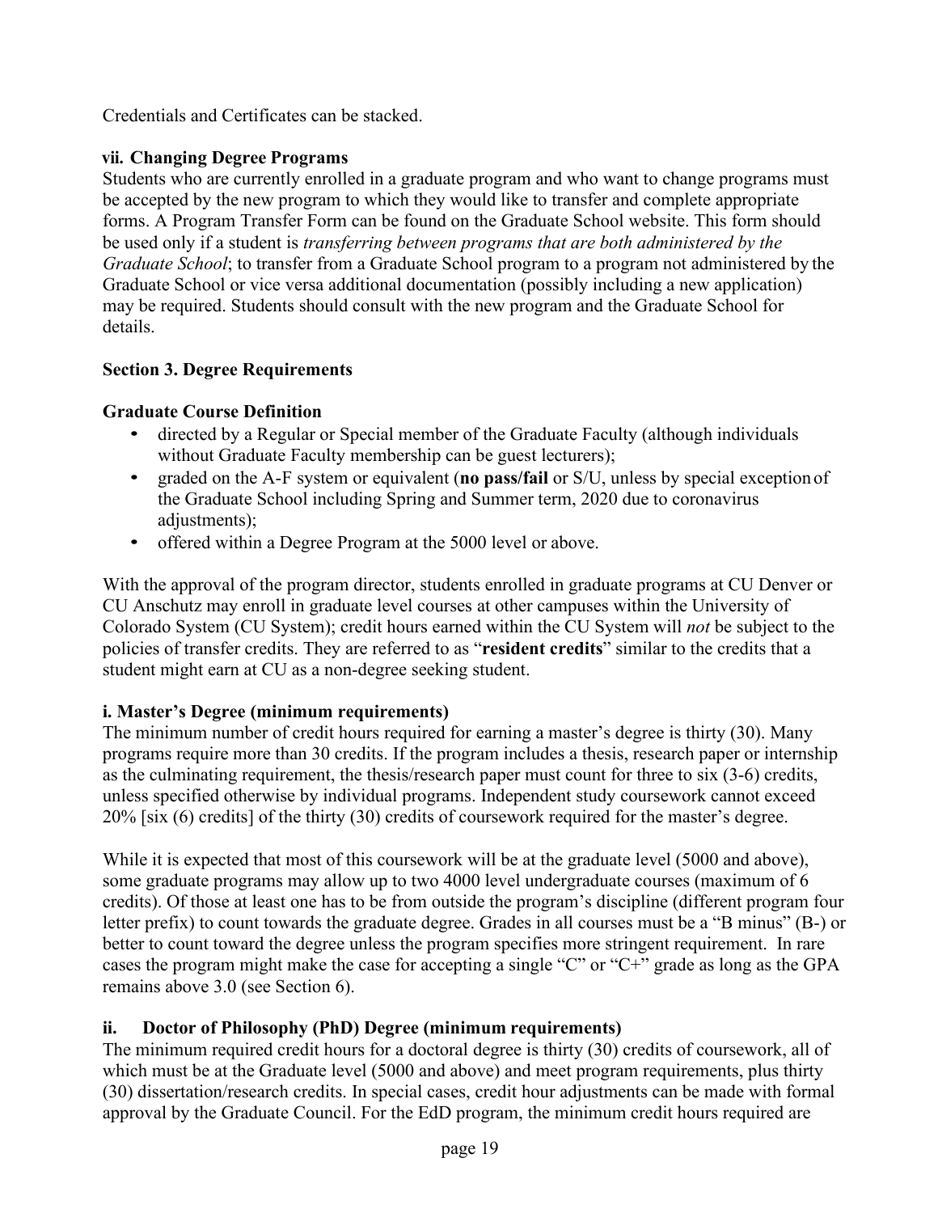Credentials and Certificates can be stacked.

### vii. Changing Degree Programs

Students who are currently enrolled in a graduate program and who want to change programs must be accepted by the new program to which they would like to transfer and complete appropriate forms. A Program Transfer Form can be found on the Graduate School website. This form should be used only if a student is *transferring between programs that are both administered by the Graduate School*; to transfer from a Graduate School program to a program not administered by the Graduate School or vice versa additional documentation (possibly including a new application) may be required. Students should consult with the new program and the Graduate School for details.

## Section 3. Degree Requirements

### Graduate Course Definition

- directed by a Regular or Special member of the Graduate Faculty (although individuals without Graduate Faculty membership can be guest lecturers);
- graded on the A-F system or equivalent (**no pass/fail** or S/U, unless by special exception of the Graduate School including Spring and Summer term, 2020 due to coronavirus adjustments);
- offered within a Degree Program at the 5000 level or above.

With the approval of the program director, students enrolled in graduate programs at CU Denver or CU Anschutz may enroll in graduate level courses at other campuses within the University of Colorado System (CU System); credit hours earned within the CU System will *not* be subject to the policies of transfer credits. They are referred to as "**resident credits**" similar to the credits that a student might earn at CU as a non-degree seeking student.

### i. Master's Degree (minimum requirements)

The minimum number of credit hours required for earning a master's degree is thirty (30). Many programs require more than 30 credits. If the program includes a thesis, research paper or internship as the culminating requirement, the thesis/research paper must count for three to six (3-6) credits, unless specified otherwise by individual programs. Independent study coursework cannot exceed 20% [six (6) credits] of the thirty (30) credits of coursework required for the master's degree.

While it is expected that most of this coursework will be at the graduate level (5000 and above), some graduate programs may allow up to two 4000 level undergraduate courses (maximum of 6 credits). Of those at least one has to be from outside the program's discipline (different program four letter prefix) to count towards the graduate degree. Grades in all courses must be a "B minus" (B-) or better to count toward the degree unless the program specifies more stringent requirement. In rare cases the program might make the case for accepting a single "C" or "C+" grade as long as the GPA remains above 3.0 (see Section 6).

### ii. Doctor of Philosophy (PhD) Degree (minimum requirements)

The minimum required credit hours for a doctoral degree is thirty (30) credits of coursework, all of which must be at the Graduate level (5000 and above) and meet program requirements, plus thirty (30) dissertation/research credits. In special cases, credit hour adjustments can be made with formal approval by the Graduate Council. For the EdD program, the minimum credit hours required are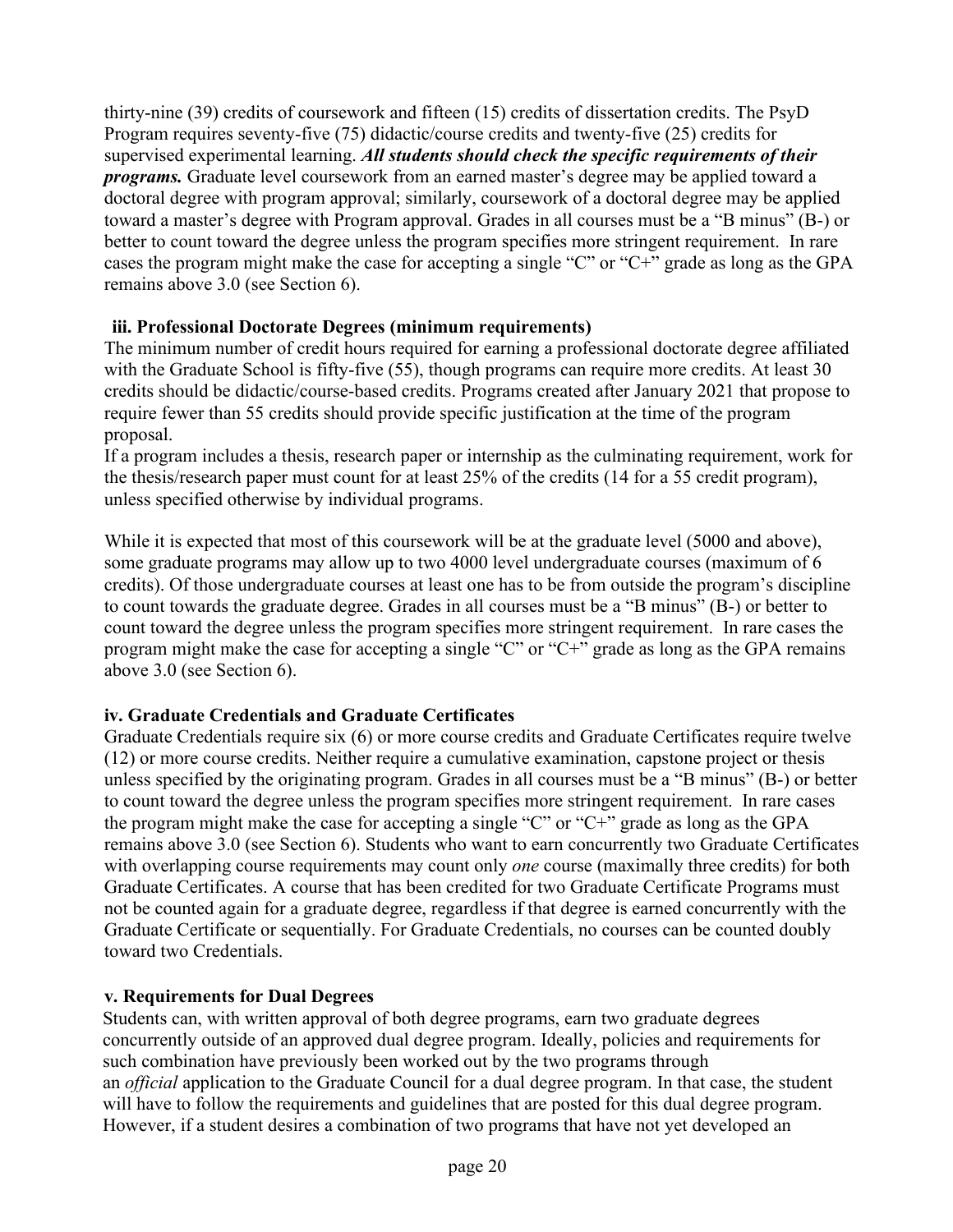thirty-nine (39) credits of coursework and fifteen (15) credits of dissertation credits. The PsyD Program requires seventy-five (75) didactic/course credits and twenty-five (25) credits for supervised experimental learning. ***All students should check the specific requirements of their programs.*** Graduate level coursework from an earned master's degree may be applied toward a doctoral degree with program approval; similarly, coursework of a doctoral degree may be applied toward a master's degree with Program approval. Grades in all courses must be a "B minus" (B-) or better to count toward the degree unless the program specifies more stringent requirement. In rare cases the program might make the case for accepting a single "C" or "C+" grade as long as the GPA remains above 3.0 (see Section 6).

#### iii. Professional Doctorate Degrees (minimum requirements)

The minimum number of credit hours required for earning a professional doctorate degree affiliated with the Graduate School is fifty-five (55), though programs can require more credits. At least 30 credits should be didactic/course-based credits. Programs created after January 2021 that propose to require fewer than 55 credits should provide specific justification at the time of the program proposal.

If a program includes a thesis, research paper or internship as the culminating requirement, work for the thesis/research paper must count for at least 25% of the credits (14 for a 55 credit program), unless specified otherwise by individual programs.

While it is expected that most of this coursework will be at the graduate level (5000 and above), some graduate programs may allow up to two 4000 level undergraduate courses (maximum of 6 credits). Of those undergraduate courses at least one has to be from outside the program's discipline to count towards the graduate degree. Grades in all courses must be a "B minus" (B-) or better to count toward the degree unless the program specifies more stringent requirement. In rare cases the program might make the case for accepting a single "C" or "C+" grade as long as the GPA remains above 3.0 (see Section 6).

#### iv. Graduate Credentials and Graduate Certificates

Graduate Credentials require six (6) or more course credits and Graduate Certificates require twelve (12) or more course credits. Neither require a cumulative examination, capstone project or thesis unless specified by the originating program. Grades in all courses must be a "B minus" (B-) or better to count toward the degree unless the program specifies more stringent requirement. In rare cases the program might make the case for accepting a single "C" or "C+" grade as long as the GPA remains above 3.0 (see Section 6). Students who want to earn concurrently two Graduate Certificates with overlapping course requirements may count only *one* course (maximally three credits) for both Graduate Certificates. A course that has been credited for two Graduate Certificate Programs must not be counted again for a graduate degree, regardless if that degree is earned concurrently with the Graduate Certificate or sequentially. For Graduate Credentials, no courses can be counted doubly toward two Credentials.

#### v. Requirements for Dual Degrees

Students can, with written approval of both degree programs, earn two graduate degrees concurrently outside of an approved dual degree program. Ideally, policies and requirements for such combination have previously been worked out by the two programs through an *official* application to the Graduate Council for a dual degree program. In that case, the student will have to follow the requirements and guidelines that are posted for this dual degree program. However, if a student desires a combination of two programs that have not yet developed an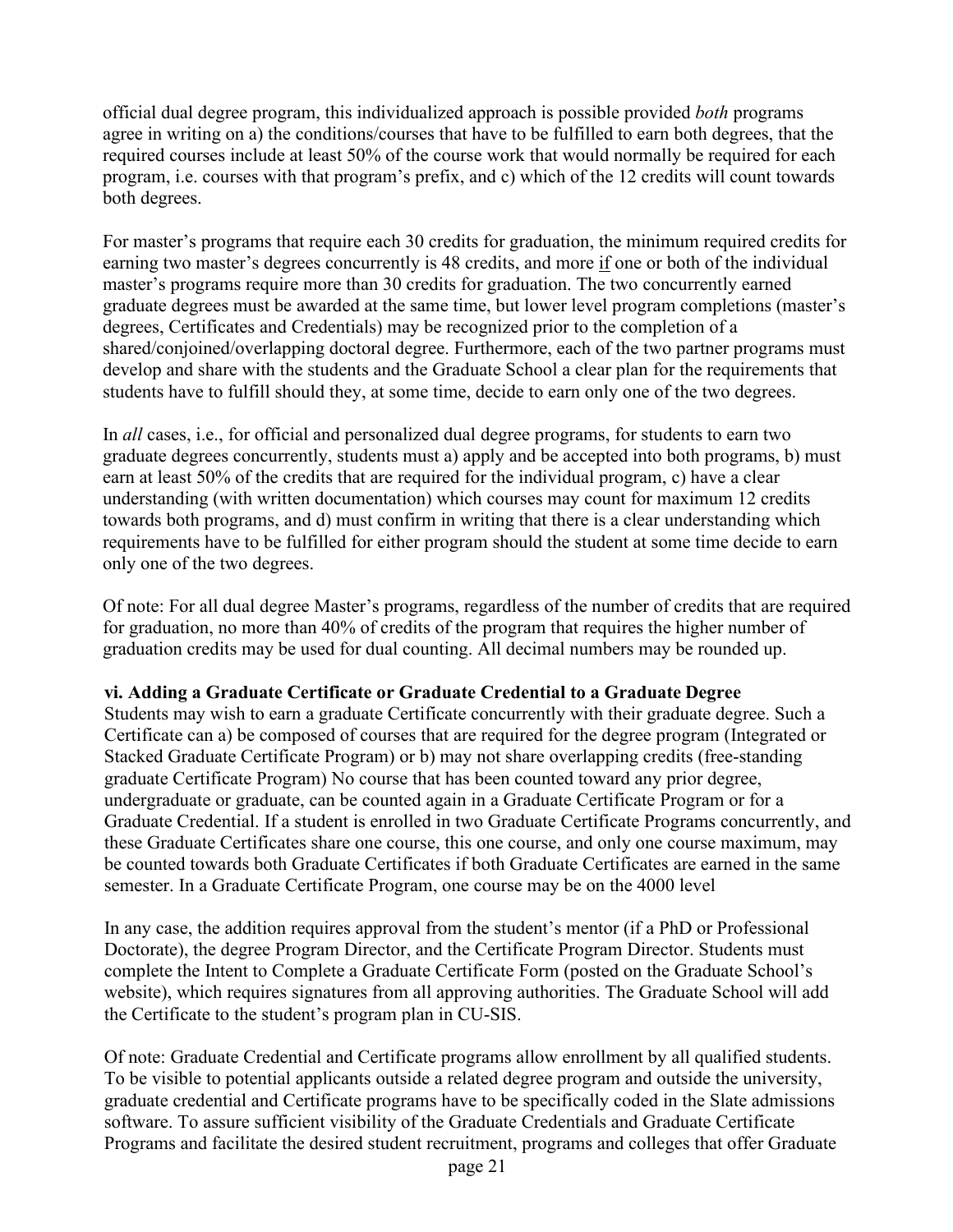official dual degree program, this individualized approach is possible provided *both* programs agree in writing on a) the conditions/courses that have to be fulfilled to earn both degrees, that the required courses include at least 50% of the course work that would normally be required for each program, i.e. courses with that program's prefix, and c) which of the 12 credits will count towards both degrees.

For master's programs that require each 30 credits for graduation, the minimum required credits for earning two master's degrees concurrently is 48 credits, and more <u>if</u> one or both of the individual master's programs require more than 30 credits for graduation. The two concurrently earned graduate degrees must be awarded at the same time, but lower level program completions (master's degrees, Certificates and Credentials) may be recognized prior to the completion of a shared/conjoined/overlapping doctoral degree. Furthermore, each of the two partner programs must develop and share with the students and the Graduate School a clear plan for the requirements that students have to fulfill should they, at some time, decide to earn only one of the two degrees.

In *all* cases, i.e., for official and personalized dual degree programs, for students to earn two graduate degrees concurrently, students must a) apply and be accepted into both programs, b) must earn at least 50% of the credits that are required for the individual program, c) have a clear understanding (with written documentation) which courses may count for maximum 12 credits towards both programs, and d) must confirm in writing that there is a clear understanding which requirements have to be fulfilled for either program should the student at some time decide to earn only one of the two degrees.

Of note: For all dual degree Master's programs, regardless of the number of credits that are required for graduation, no more than 40% of credits of the program that requires the higher number of graduation credits may be used for dual counting. All decimal numbers may be rounded up.

**vi. Adding a Graduate Certificate or Graduate Credential to a Graduate Degree**

Students may wish to earn a graduate Certificate concurrently with their graduate degree. Such a Certificate can a) be composed of courses that are required for the degree program (Integrated or Stacked Graduate Certificate Program) or b) may not share overlapping credits (free-standing graduate Certificate Program) No course that has been counted toward any prior degree, undergraduate or graduate, can be counted again in a Graduate Certificate Program or for a Graduate Credential. If a student is enrolled in two Graduate Certificate Programs concurrently, and these Graduate Certificates share one course, this one course, and only one course maximum, may be counted towards both Graduate Certificates if both Graduate Certificates are earned in the same semester. In a Graduate Certificate Program, one course may be on the 4000 level

In any case, the addition requires approval from the student's mentor (if a PhD or Professional Doctorate), the degree Program Director, and the Certificate Program Director. Students must complete the Intent to Complete a Graduate Certificate Form (posted on the Graduate School's website), which requires signatures from all approving authorities. The Graduate School will add the Certificate to the student's program plan in CU-SIS.

Of note: Graduate Credential and Certificate programs allow enrollment by all qualified students. To be visible to potential applicants outside a related degree program and outside the university, graduate credential and Certificate programs have to be specifically coded in the Slate admissions software. To assure sufficient visibility of the Graduate Credentials and Graduate Certificate Programs and facilitate the desired student recruitment, programs and colleges that offer Graduate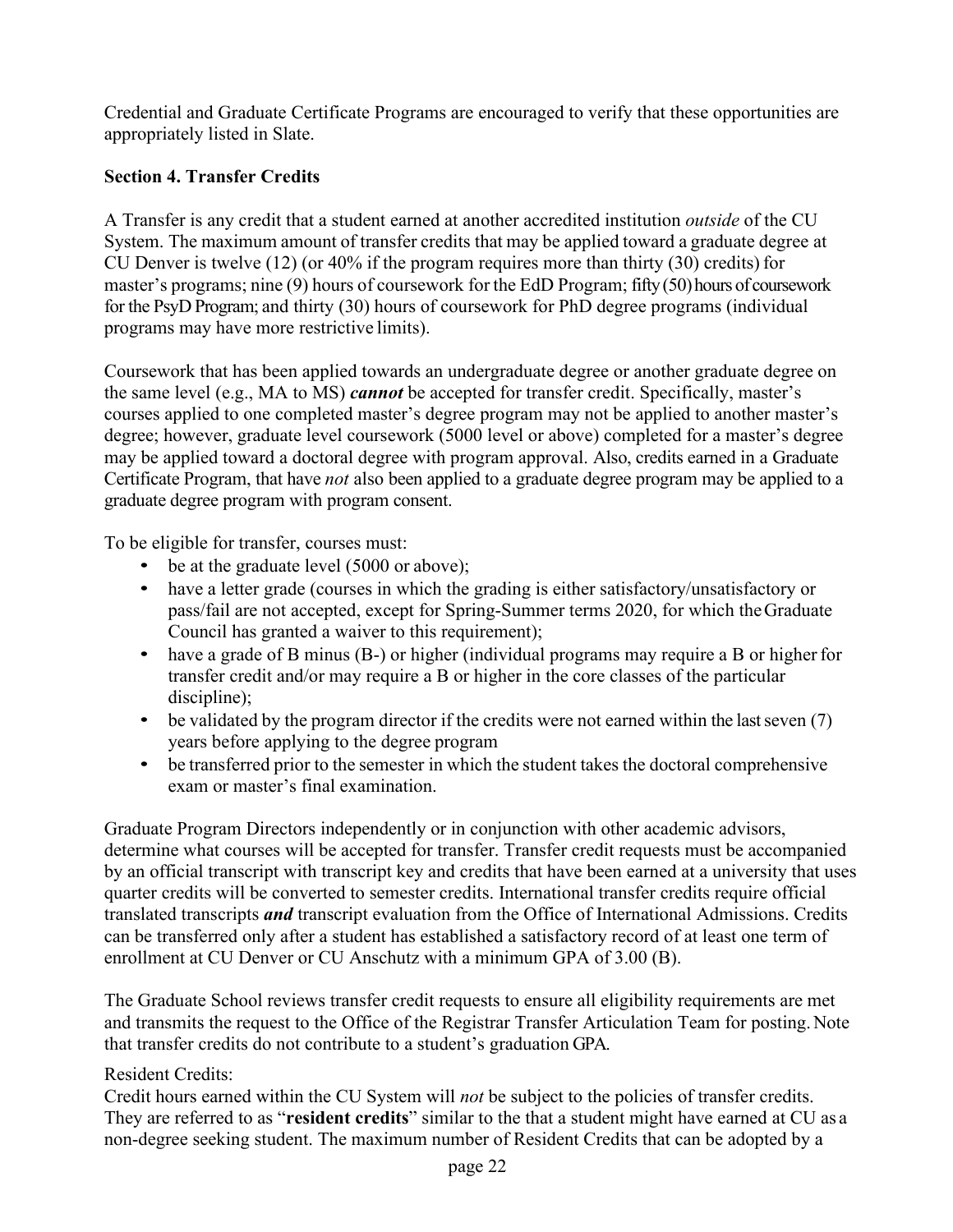Credential and Graduate Certificate Programs are encouraged to verify that these opportunities are appropriately listed in Slate.

**Section 4. Transfer Credits**

A Transfer is any credit that a student earned at another accredited institution *outside* of the CU System. The maximum amount of transfer credits that may be applied toward a graduate degree at CU Denver is twelve (12) (or 40% if the program requires more than thirty (30) credits) for master's programs; nine (9) hours of coursework for the EdD Program; fifty (50) hours of coursework for the PsyD Program; and thirty (30) hours of coursework for PhD degree programs (individual programs may have more restrictive limits).

Coursework that has been applied towards an undergraduate degree or another graduate degree on the same level (e.g., MA to MS) ***cannot*** be accepted for transfer credit. Specifically, master's courses applied to one completed master's degree program may not be applied to another master's degree; however, graduate level coursework (5000 level or above) completed for a master's degree may be applied toward a doctoral degree with program approval. Also, credits earned in a Graduate Certificate Program, that have *not* also been applied to a graduate degree program may be applied to a graduate degree program with program consent.

To be eligible for transfer, courses must:

- be at the graduate level (5000 or above);
- have a letter grade (courses in which the grading is either satisfactory/unsatisfactory or pass/fail are not accepted, except for Spring-Summer terms 2020, for which the Graduate Council has granted a waiver to this requirement);
- have a grade of B minus (B-) or higher (individual programs may require a B or higher for transfer credit and/or may require a B or higher in the core classes of the particular discipline);
- be validated by the program director if the credits were not earned within the last seven (7) years before applying to the degree program
- be transferred prior to the semester in which the student takes the doctoral comprehensive exam or master's final examination.

Graduate Program Directors independently or in conjunction with other academic advisors, determine what courses will be accepted for transfer. Transfer credit requests must be accompanied by an official transcript with transcript key and credits that have been earned at a university that uses quarter credits will be converted to semester credits. International transfer credits require official translated transcripts ***and*** transcript evaluation from the Office of International Admissions. Credits can be transferred only after a student has established a satisfactory record of at least one term of enrollment at CU Denver or CU Anschutz with a minimum GPA of 3.00 (B).

The Graduate School reviews transfer credit requests to ensure all eligibility requirements are met and transmits the request to the Office of the Registrar Transfer Articulation Team for posting. Note that transfer credits do not contribute to a student's graduation GPA.

Resident Credits:
Credit hours earned within the CU System will *not* be subject to the policies of transfer credits. They are referred to as "**resident credits**" similar to the that a student might have earned at CU as a non-degree seeking student. The maximum number of Resident Credits that can be adopted by a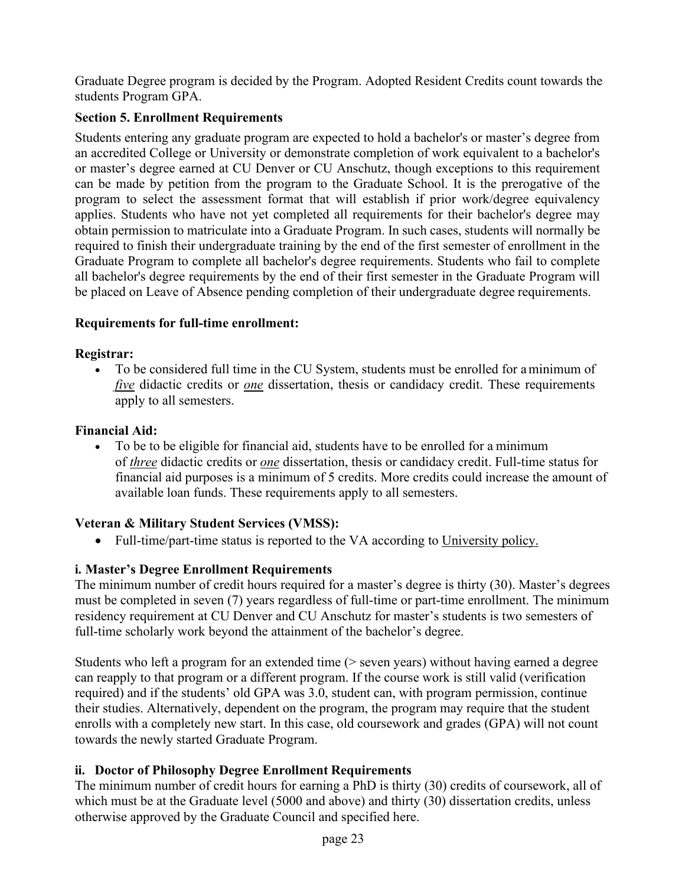Graduate Degree program is decided by the Program. Adopted Resident Credits count towards the students Program GPA.

### Section 5. Enrollment Requirements

Students entering any graduate program are expected to hold a bachelor's or master's degree from an accredited College or University or demonstrate completion of work equivalent to a bachelor's or master's degree earned at CU Denver or CU Anschutz, though exceptions to this requirement can be made by petition from the program to the Graduate School. It is the prerogative of the program to select the assessment format that will establish if prior work/degree equivalency applies. Students who have not yet completed all requirements for their bachelor's degree may obtain permission to matriculate into a Graduate Program. In such cases, students will normally be required to finish their undergraduate training by the end of the first semester of enrollment in the Graduate Program to complete all bachelor's degree requirements. Students who fail to complete all bachelor's degree requirements by the end of their first semester in the Graduate Program will be placed on Leave of Absence pending completion of their undergraduate degree requirements.

**Requirements for full-time enrollment:**

**Registrar:**

- To be considered full time in the CU System, students must be enrolled for a minimum of *five* didactic credits or *one* dissertation, thesis or candidacy credit. These requirements apply to all semesters.

**Financial Aid:**

- To be to be eligible for financial aid, students have to be enrolled for a minimum of *three* didactic credits or *one* dissertation, thesis or candidacy credit. Full-time status for financial aid purposes is a minimum of 5 credits. More credits could increase the amount of available loan funds. These requirements apply to all semesters.

**Veteran & Military Student Services (VMSS):**

- Full-time/part-time status is reported to the VA according to University policy.

#### i. Master's Degree Enrollment Requirements

The minimum number of credit hours required for a master's degree is thirty (30). Master's degrees must be completed in seven (7) years regardless of full-time or part-time enrollment. The minimum residency requirement at CU Denver and CU Anschutz for master's students is two semesters of full-time scholarly work beyond the attainment of the bachelor's degree.

Students who left a program for an extended time (> seven years) without having earned a degree can reapply to that program or a different program. If the course work is still valid (verification required) and if the students' old GPA was 3.0, student can, with program permission, continue their studies. Alternatively, dependent on the program, the program may require that the student enrolls with a completely new start. In this case, old coursework and grades (GPA) will not count towards the newly started Graduate Program.

#### ii. Doctor of Philosophy Degree Enrollment Requirements

The minimum number of credit hours for earning a PhD is thirty (30) credits of coursework, all of which must be at the Graduate level (5000 and above) and thirty (30) dissertation credits, unless otherwise approved by the Graduate Council and specified here.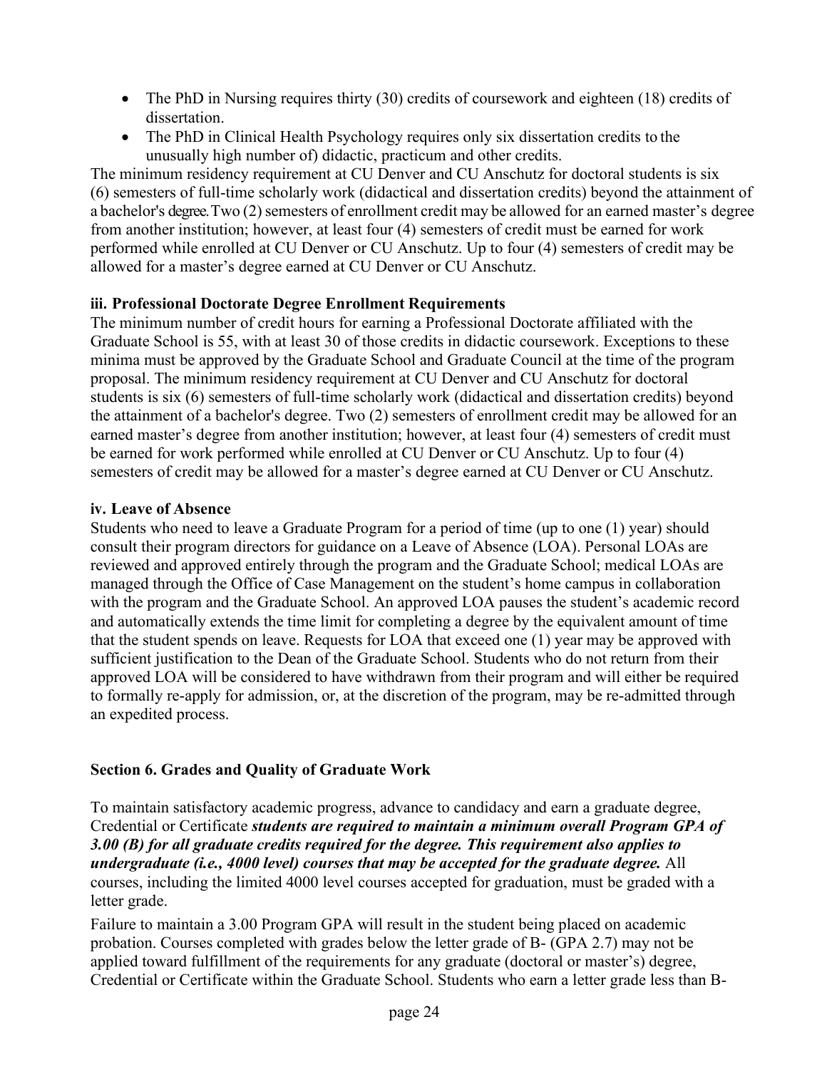- The PhD in Nursing requires thirty (30) credits of coursework and eighteen (18) credits of dissertation.
- The PhD in Clinical Health Psychology requires only six dissertation credits to the unusually high number of) didactic, practicum and other credits.

The minimum residency requirement at CU Denver and CU Anschutz for doctoral students is six (6) semesters of full-time scholarly work (didactical and dissertation credits) beyond the attainment of a bachelor's degree. Two (2) semesters of enrollment credit may be allowed for an earned master's degree from another institution; however, at least four (4) semesters of credit must be earned for work performed while enrolled at CU Denver or CU Anschutz. Up to four (4) semesters of credit may be allowed for a master's degree earned at CU Denver or CU Anschutz.

**iii. Professional Doctorate Degree Enrollment Requirements**

The minimum number of credit hours for earning a Professional Doctorate affiliated with the Graduate School is 55, with at least 30 of those credits in didactic coursework. Exceptions to these minima must be approved by the Graduate School and Graduate Council at the time of the program proposal. The minimum residency requirement at CU Denver and CU Anschutz for doctoral students is six (6) semesters of full-time scholarly work (didactical and dissertation credits) beyond the attainment of a bachelor's degree. Two (2) semesters of enrollment credit may be allowed for an earned master's degree from another institution; however, at least four (4) semesters of credit must be earned for work performed while enrolled at CU Denver or CU Anschutz. Up to four (4) semesters of credit may be allowed for a master's degree earned at CU Denver or CU Anschutz.

**iv. Leave of Absence**

Students who need to leave a Graduate Program for a period of time (up to one (1) year) should consult their program directors for guidance on a Leave of Absence (LOA). Personal LOAs are reviewed and approved entirely through the program and the Graduate School; medical LOAs are managed through the Office of Case Management on the student's home campus in collaboration with the program and the Graduate School. An approved LOA pauses the student's academic record and automatically extends the time limit for completing a degree by the equivalent amount of time that the student spends on leave. Requests for LOA that exceed one (1) year may be approved with sufficient justification to the Dean of the Graduate School. Students who do not return from their approved LOA will be considered to have withdrawn from their program and will either be required to formally re-apply for admission, or, at the discretion of the program, may be re-admitted through an expedited process.

**Section 6. Grades and Quality of Graduate Work**

To maintain satisfactory academic progress, advance to candidacy and earn a graduate degree, Credential or Certificate ***students are required to maintain a minimum overall Program GPA of 3.00 (B) for all graduate credits required for the degree. This requirement also applies to undergraduate (i.e., 4000 level) courses that may be accepted for the graduate degree.*** All courses, including the limited 4000 level courses accepted for graduation, must be graded with a letter grade.

Failure to maintain a 3.00 Program GPA will result in the student being placed on academic probation. Courses completed with grades below the letter grade of B- (GPA 2.7) may not be applied toward fulfillment of the requirements for any graduate (doctoral or master's) degree, Credential or Certificate within the Graduate School. Students who earn a letter grade less than B-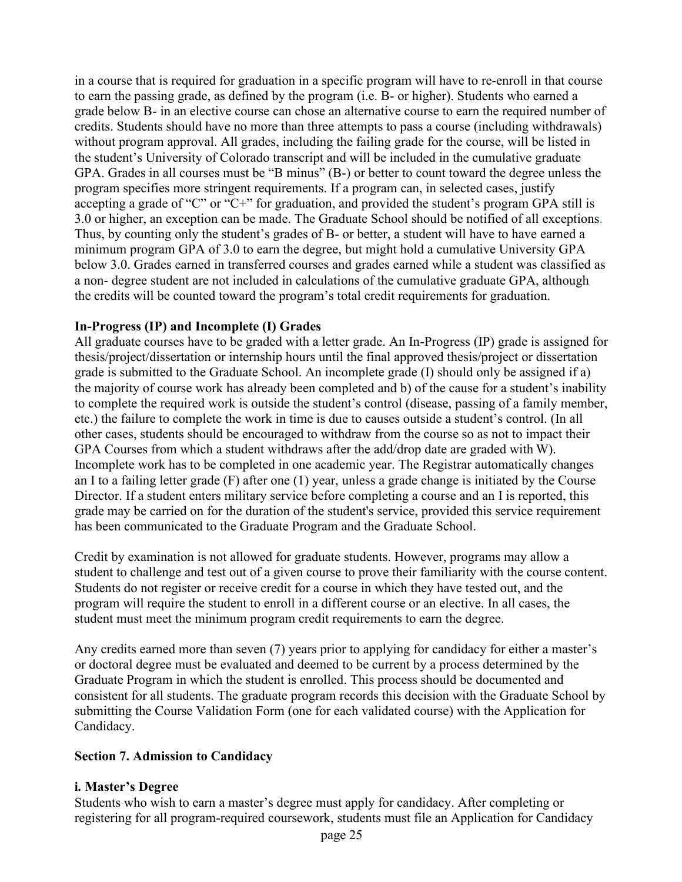in a course that is required for graduation in a specific program will have to re-enroll in that course to earn the passing grade, as defined by the program (i.e. B- or higher). Students who earned a grade below B- in an elective course can chose an alternative course to earn the required number of credits. Students should have no more than three attempts to pass a course (including withdrawals) without program approval. All grades, including the failing grade for the course, will be listed in the student's University of Colorado transcript and will be included in the cumulative graduate GPA. Grades in all courses must be "B minus" (B-) or better to count toward the degree unless the program specifies more stringent requirements. If a program can, in selected cases, justify accepting a grade of "C" or "C+" for graduation, and provided the student's program GPA still is 3.0 or higher, an exception can be made. The Graduate School should be notified of all exceptions. Thus, by counting only the student's grades of B- or better, a student will have to have earned a minimum program GPA of 3.0 to earn the degree, but might hold a cumulative University GPA below 3.0. Grades earned in transferred courses and grades earned while a student was classified as a non- degree student are not included in calculations of the cumulative graduate GPA, although the credits will be counted toward the program's total credit requirements for graduation.

**In-Progress (IP) and Incomplete (I) Grades**

All graduate courses have to be graded with a letter grade. An In-Progress (IP) grade is assigned for thesis/project/dissertation or internship hours until the final approved thesis/project or dissertation grade is submitted to the Graduate School. An incomplete grade (I) should only be assigned if a) the majority of course work has already been completed and b) of the cause for a student's inability to complete the required work is outside the student's control (disease, passing of a family member, etc.) the failure to complete the work in time is due to causes outside a student's control. (In all other cases, students should be encouraged to withdraw from the course so as not to impact their GPA Courses from which a student withdraws after the add/drop date are graded with W). Incomplete work has to be completed in one academic year. The Registrar automatically changes an I to a failing letter grade (F) after one (1) year, unless a grade change is initiated by the Course Director. If a student enters military service before completing a course and an I is reported, this grade may be carried on for the duration of the student's service, provided this service requirement has been communicated to the Graduate Program and the Graduate School.

Credit by examination is not allowed for graduate students. However, programs may allow a student to challenge and test out of a given course to prove their familiarity with the course content. Students do not register or receive credit for a course in which they have tested out, and the program will require the student to enroll in a different course or an elective. In all cases, the student must meet the minimum program credit requirements to earn the degree.

Any credits earned more than seven (7) years prior to applying for candidacy for either a master's or doctoral degree must be evaluated and deemed to be current by a process determined by the Graduate Program in which the student is enrolled. This process should be documented and consistent for all students. The graduate program records this decision with the Graduate School by submitting the Course Validation Form (one for each validated course) with the Application for Candidacy.

## Section 7. Admission to Candidacy

### i. Master's Degree

Students who wish to earn a master's degree must apply for candidacy. After completing or registering for all program-required coursework, students must file an Application for Candidacy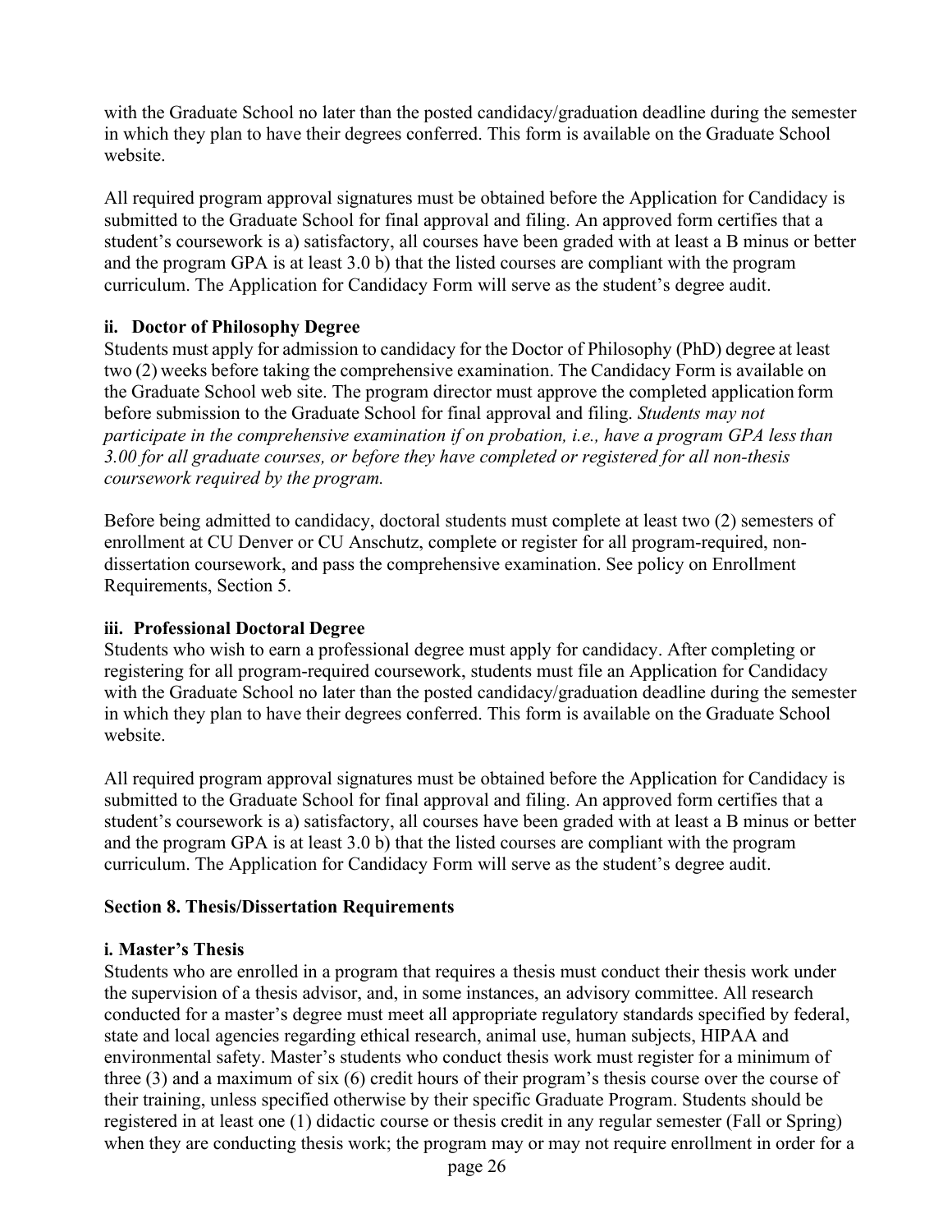with the Graduate School no later than the posted candidacy/graduation deadline during the semester in which they plan to have their degrees conferred. This form is available on the Graduate School website.

All required program approval signatures must be obtained before the Application for Candidacy is submitted to the Graduate School for final approval and filing. An approved form certifies that a student's coursework is a) satisfactory, all courses have been graded with at least a B minus or better and the program GPA is at least 3.0 b) that the listed courses are compliant with the program curriculum. The Application for Candidacy Form will serve as the student's degree audit.

### ii. Doctor of Philosophy Degree

Students must apply for admission to candidacy for the Doctor of Philosophy (PhD) degree at least two (2) weeks before taking the comprehensive examination. The Candidacy Form is available on the Graduate School web site. The program director must approve the completed application form before submission to the Graduate School for final approval and filing. *Students may not participate in the comprehensive examination if on probation, i.e., have a program GPA less than 3.00 for all graduate courses, or before they have completed or registered for all non-thesis coursework required by the program.*

Before being admitted to candidacy, doctoral students must complete at least two (2) semesters of enrollment at CU Denver or CU Anschutz, complete or register for all program-required, non-dissertation coursework, and pass the comprehensive examination. See policy on Enrollment Requirements, Section 5.

### iii. Professional Doctoral Degree

Students who wish to earn a professional degree must apply for candidacy. After completing or registering for all program-required coursework, students must file an Application for Candidacy with the Graduate School no later than the posted candidacy/graduation deadline during the semester in which they plan to have their degrees conferred. This form is available on the Graduate School website.

All required program approval signatures must be obtained before the Application for Candidacy is submitted to the Graduate School for final approval and filing. An approved form certifies that a student's coursework is a) satisfactory, all courses have been graded with at least a B minus or better and the program GPA is at least 3.0 b) that the listed courses are compliant with the program curriculum. The Application for Candidacy Form will serve as the student's degree audit.

## Section 8. Thesis/Dissertation Requirements

### i. Master's Thesis

Students who are enrolled in a program that requires a thesis must conduct their thesis work under the supervision of a thesis advisor, and, in some instances, an advisory committee. All research conducted for a master's degree must meet all appropriate regulatory standards specified by federal, state and local agencies regarding ethical research, animal use, human subjects, HIPAA and environmental safety. Master's students who conduct thesis work must register for a minimum of three (3) and a maximum of six (6) credit hours of their program's thesis course over the course of their training, unless specified otherwise by their specific Graduate Program. Students should be registered in at least one (1) didactic course or thesis credit in any regular semester (Fall or Spring) when they are conducting thesis work; the program may or may not require enrollment in order for a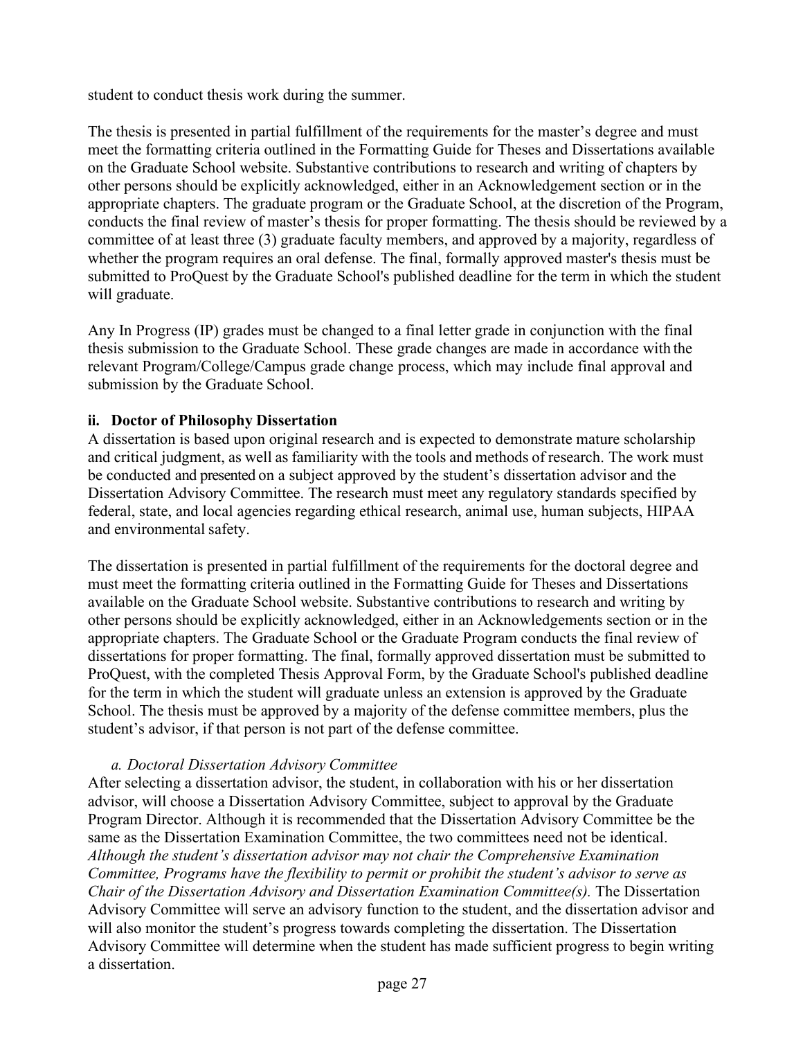student to conduct thesis work during the summer.

The thesis is presented in partial fulfillment of the requirements for the master's degree and must meet the formatting criteria outlined in the Formatting Guide for Theses and Dissertations available on the Graduate School website. Substantive contributions to research and writing of chapters by other persons should be explicitly acknowledged, either in an Acknowledgement section or in the appropriate chapters. The graduate program or the Graduate School, at the discretion of the Program, conducts the final review of master's thesis for proper formatting. The thesis should be reviewed by a committee of at least three (3) graduate faculty members, and approved by a majority, regardless of whether the program requires an oral defense. The final, formally approved master's thesis must be submitted to ProQuest by the Graduate School's published deadline for the term in which the student will graduate.

Any In Progress (IP) grades must be changed to a final letter grade in conjunction with the final thesis submission to the Graduate School. These grade changes are made in accordance with the relevant Program/College/Campus grade change process, which may include final approval and submission by the Graduate School.

**ii. Doctor of Philosophy Dissertation**

A dissertation is based upon original research and is expected to demonstrate mature scholarship and critical judgment, as well as familiarity with the tools and methods of research. The work must be conducted and presented on a subject approved by the student's dissertation advisor and the Dissertation Advisory Committee. The research must meet any regulatory standards specified by federal, state, and local agencies regarding ethical research, animal use, human subjects, HIPAA and environmental safety.

The dissertation is presented in partial fulfillment of the requirements for the doctoral degree and must meet the formatting criteria outlined in the Formatting Guide for Theses and Dissertations available on the Graduate School website. Substantive contributions to research and writing by other persons should be explicitly acknowledged, either in an Acknowledgements section or in the appropriate chapters. The Graduate School or the Graduate Program conducts the final review of dissertations for proper formatting. The final, formally approved dissertation must be submitted to ProQuest, with the completed Thesis Approval Form, by the Graduate School's published deadline for the term in which the student will graduate unless an extension is approved by the Graduate School. The thesis must be approved by a majority of the defense committee members, plus the student's advisor, if that person is not part of the defense committee.

*a. Doctoral Dissertation Advisory Committee*

After selecting a dissertation advisor, the student, in collaboration with his or her dissertation advisor, will choose a Dissertation Advisory Committee, subject to approval by the Graduate Program Director. Although it is recommended that the Dissertation Advisory Committee be the same as the Dissertation Examination Committee, the two committees need not be identical. *Although the student's dissertation advisor may not chair the Comprehensive Examination Committee, Programs have the flexibility to permit or prohibit the student's advisor to serve as Chair of the Dissertation Advisory and Dissertation Examination Committee(s).* The Dissertation Advisory Committee will serve an advisory function to the student, and the dissertation advisor and will also monitor the student's progress towards completing the dissertation. The Dissertation Advisory Committee will determine when the student has made sufficient progress to begin writing a dissertation.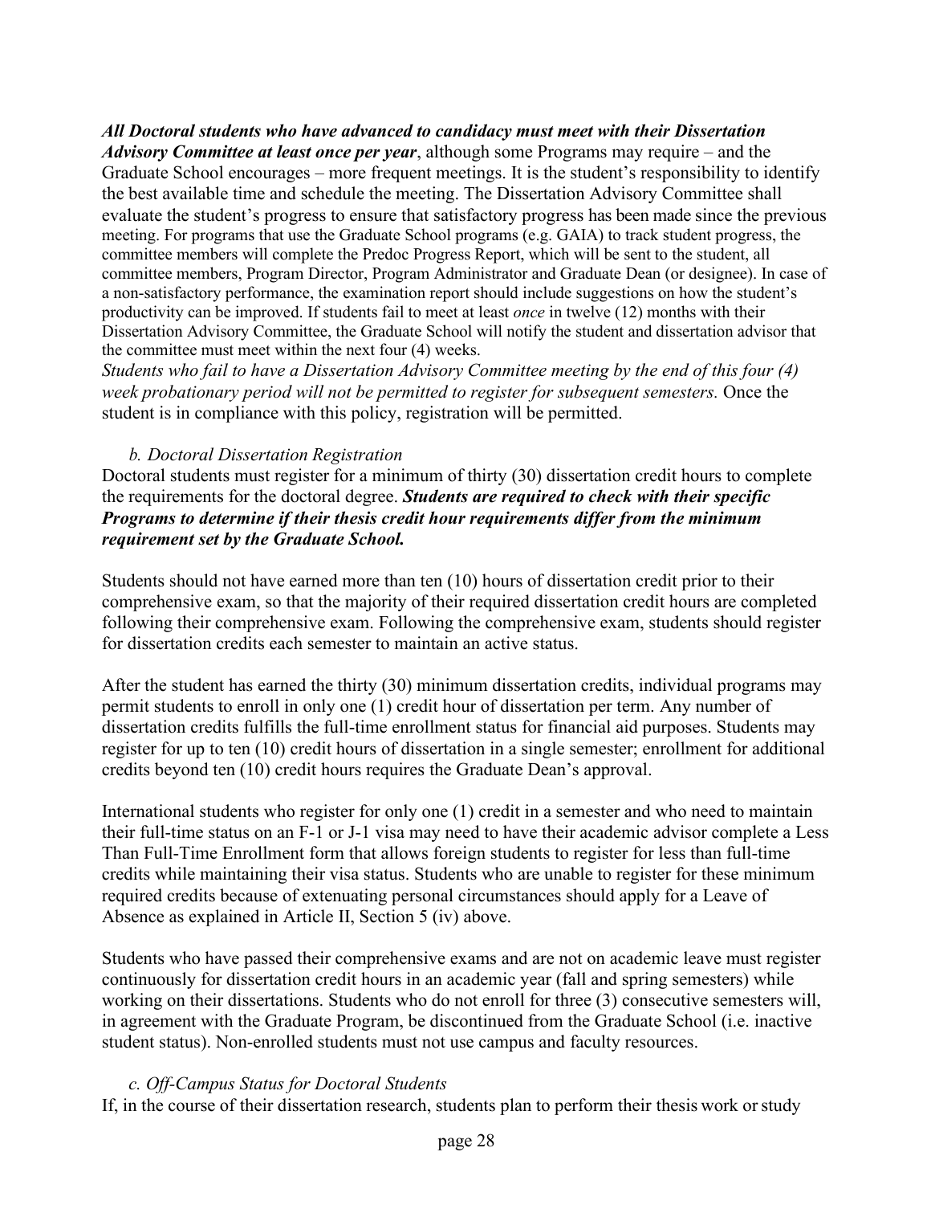***All Doctoral students who have advanced to candidacy must meet with their Dissertation Advisory Committee at least once per year***, although some Programs may require – and the Graduate School encourages – more frequent meetings. It is the student's responsibility to identify the best available time and schedule the meeting. The Dissertation Advisory Committee shall evaluate the student's progress to ensure that satisfactory progress has been made since the previous meeting. For programs that use the Graduate School programs (e.g. GAIA) to track student progress, the committee members will complete the Predoc Progress Report, which will be sent to the student, all committee members, Program Director, Program Administrator and Graduate Dean (or designee). In case of a non-satisfactory performance, the examination report should include suggestions on how the student's productivity can be improved. If students fail to meet at least *once* in twelve (12) months with their Dissertation Advisory Committee, the Graduate School will notify the student and dissertation advisor that the committee must meet within the next four (4) weeks.

*Students who fail to have a Dissertation Advisory Committee meeting by the end of this four (4) week probationary period will not be permitted to register for subsequent semesters.* Once the student is in compliance with this policy, registration will be permitted.

*b. Doctoral Dissertation Registration*

Doctoral students must register for a minimum of thirty (30) dissertation credit hours to complete the requirements for the doctoral degree. ***Students are required to check with their specific Programs to determine if their thesis credit hour requirements differ from the minimum requirement set by the Graduate School.***

Students should not have earned more than ten (10) hours of dissertation credit prior to their comprehensive exam, so that the majority of their required dissertation credit hours are completed following their comprehensive exam. Following the comprehensive exam, students should register for dissertation credits each semester to maintain an active status.

After the student has earned the thirty (30) minimum dissertation credits, individual programs may permit students to enroll in only one (1) credit hour of dissertation per term. Any number of dissertation credits fulfills the full-time enrollment status for financial aid purposes. Students may register for up to ten (10) credit hours of dissertation in a single semester; enrollment for additional credits beyond ten (10) credit hours requires the Graduate Dean's approval.

International students who register for only one (1) credit in a semester and who need to maintain their full-time status on an F-1 or J-1 visa may need to have their academic advisor complete a Less Than Full-Time Enrollment form that allows foreign students to register for less than full-time credits while maintaining their visa status. Students who are unable to register for these minimum required credits because of extenuating personal circumstances should apply for a Leave of Absence as explained in Article II, Section 5 (iv) above.

Students who have passed their comprehensive exams and are not on academic leave must register continuously for dissertation credit hours in an academic year (fall and spring semesters) while working on their dissertations. Students who do not enroll for three (3) consecutive semesters will, in agreement with the Graduate Program, be discontinued from the Graduate School (i.e. inactive student status). Non-enrolled students must not use campus and faculty resources.

*c. Off-Campus Status for Doctoral Students*

If, in the course of their dissertation research, students plan to perform their thesis work or study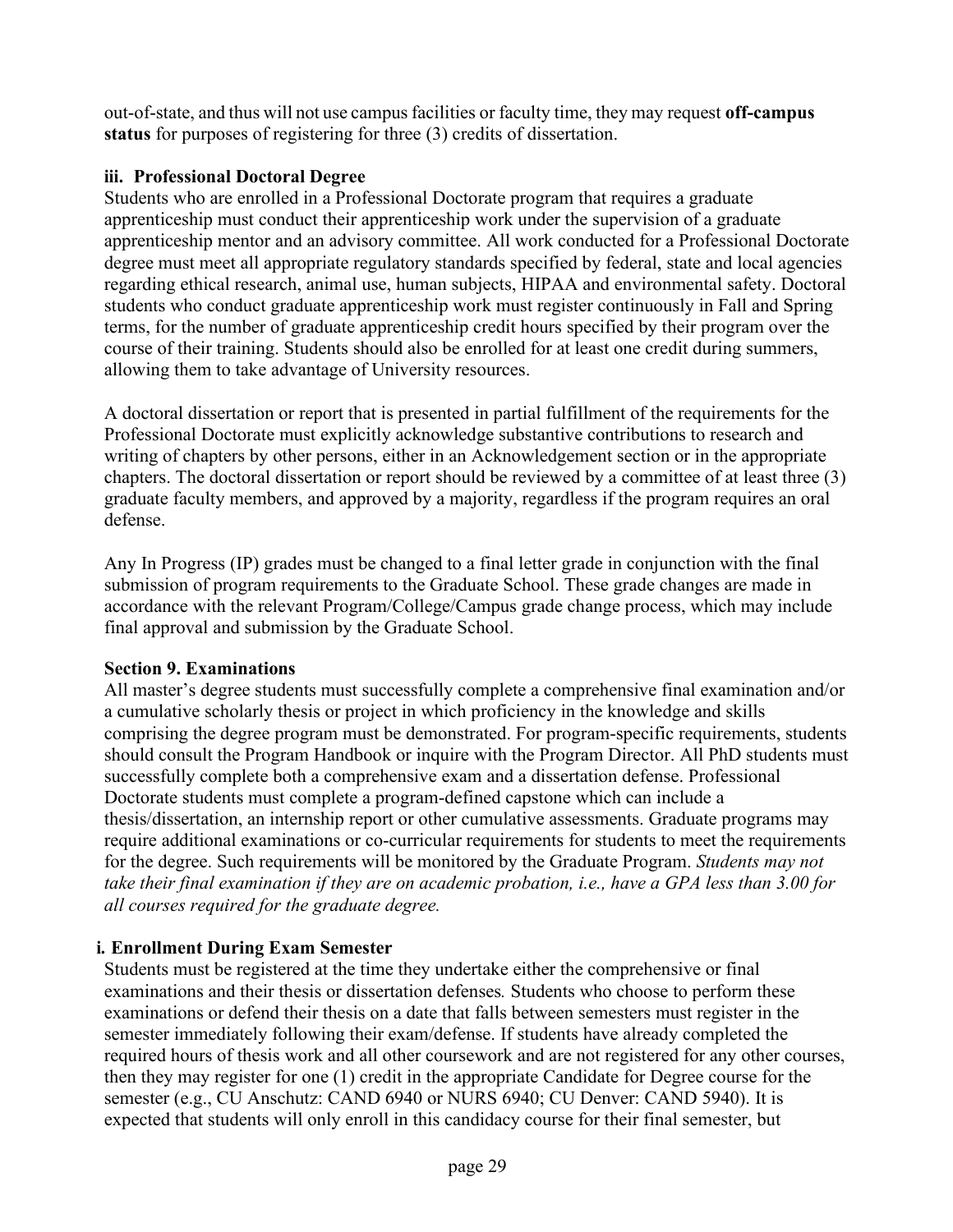out-of-state, and thus will not use campus facilities or faculty time, they may request **off-campus status** for purposes of registering for three (3) credits of dissertation.

### iii. Professional Doctoral Degree

Students who are enrolled in a Professional Doctorate program that requires a graduate apprenticeship must conduct their apprenticeship work under the supervision of a graduate apprenticeship mentor and an advisory committee. All work conducted for a Professional Doctorate degree must meet all appropriate regulatory standards specified by federal, state and local agencies regarding ethical research, animal use, human subjects, HIPAA and environmental safety. Doctoral students who conduct graduate apprenticeship work must register continuously in Fall and Spring terms, for the number of graduate apprenticeship credit hours specified by their program over the course of their training. Students should also be enrolled for at least one credit during summers, allowing them to take advantage of University resources.

A doctoral dissertation or report that is presented in partial fulfillment of the requirements for the Professional Doctorate must explicitly acknowledge substantive contributions to research and writing of chapters by other persons, either in an Acknowledgement section or in the appropriate chapters. The doctoral dissertation or report should be reviewed by a committee of at least three (3) graduate faculty members, and approved by a majority, regardless if the program requires an oral defense.

Any In Progress (IP) grades must be changed to a final letter grade in conjunction with the final submission of program requirements to the Graduate School. These grade changes are made in accordance with the relevant Program/College/Campus grade change process, which may include final approval and submission by the Graduate School.

## Section 9. Examinations

All master's degree students must successfully complete a comprehensive final examination and/or a cumulative scholarly thesis or project in which proficiency in the knowledge and skills comprising the degree program must be demonstrated. For program-specific requirements, students should consult the Program Handbook or inquire with the Program Director. All PhD students must successfully complete both a comprehensive exam and a dissertation defense. Professional Doctorate students must complete a program-defined capstone which can include a thesis/dissertation, an internship report or other cumulative assessments. Graduate programs may require additional examinations or co-curricular requirements for students to meet the requirements for the degree. Such requirements will be monitored by the Graduate Program. *Students may not take their final examination if they are on academic probation, i.e., have a GPA less than 3.00 for all courses required for the graduate degree.*

### i. Enrollment During Exam Semester

Students must be registered at the time they undertake either the comprehensive or final examinations and their thesis or dissertation defenses*.* Students who choose to perform these examinations or defend their thesis on a date that falls between semesters must register in the semester immediately following their exam/defense. If students have already completed the required hours of thesis work and all other coursework and are not registered for any other courses, then they may register for one (1) credit in the appropriate Candidate for Degree course for the semester (e.g., CU Anschutz: CAND 6940 or NURS 6940; CU Denver: CAND 5940). It is expected that students will only enroll in this candidacy course for their final semester, but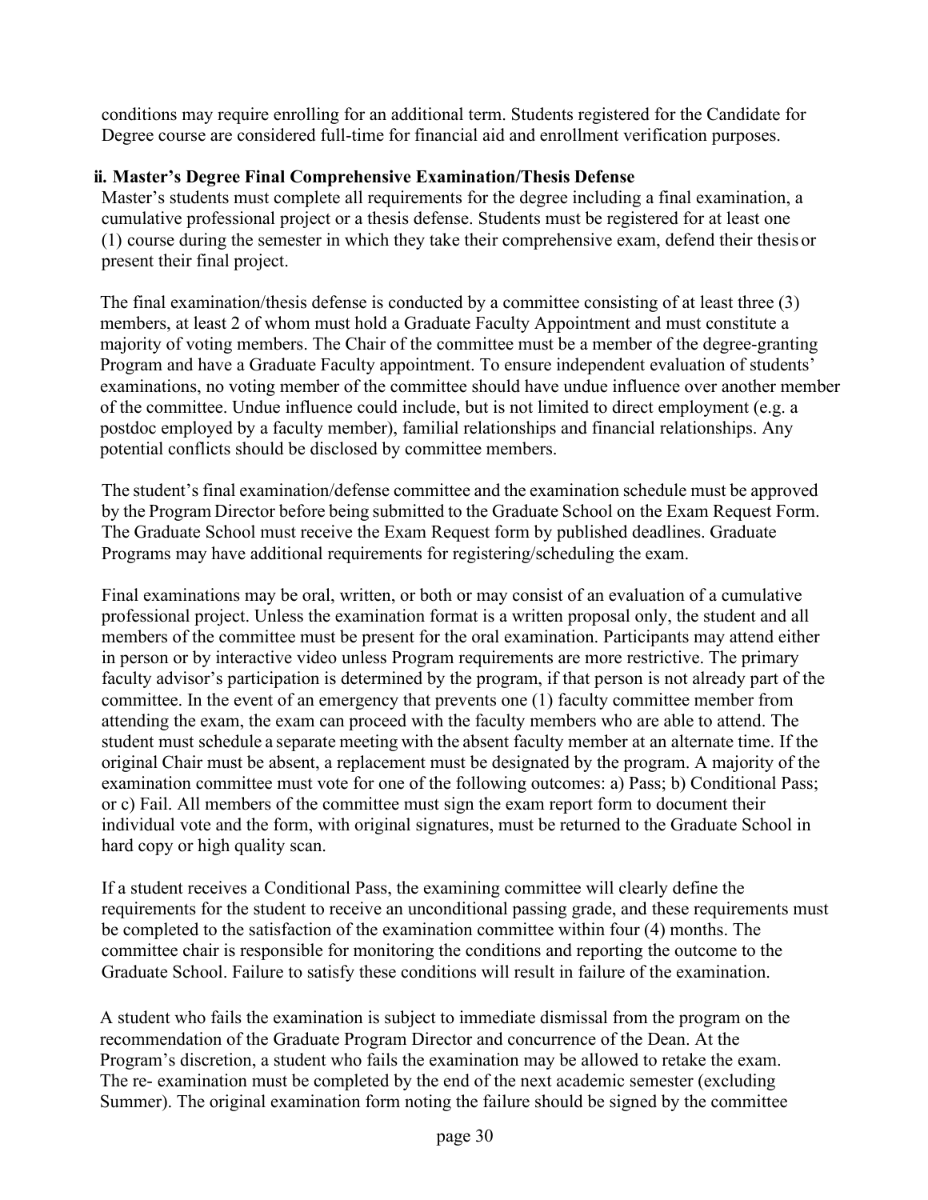conditions may require enrolling for an additional term. Students registered for the Candidate for Degree course are considered full-time for financial aid and enrollment verification purposes.

### ii. Master's Degree Final Comprehensive Examination/Thesis Defense

Master's students must complete all requirements for the degree including a final examination, a cumulative professional project or a thesis defense. Students must be registered for at least one (1) course during the semester in which they take their comprehensive exam, defend their thesis or present their final project.

The final examination/thesis defense is conducted by a committee consisting of at least three (3) members, at least 2 of whom must hold a Graduate Faculty Appointment and must constitute a majority of voting members. The Chair of the committee must be a member of the degree-granting Program and have a Graduate Faculty appointment. To ensure independent evaluation of students' examinations, no voting member of the committee should have undue influence over another member of the committee. Undue influence could include, but is not limited to direct employment (e.g. a postdoc employed by a faculty member), familial relationships and financial relationships. Any potential conflicts should be disclosed by committee members.

The student's final examination/defense committee and the examination schedule must be approved by the Program Director before being submitted to the Graduate School on the Exam Request Form. The Graduate School must receive the Exam Request form by published deadlines. Graduate Programs may have additional requirements for registering/scheduling the exam.

Final examinations may be oral, written, or both or may consist of an evaluation of a cumulative professional project. Unless the examination format is a written proposal only, the student and all members of the committee must be present for the oral examination. Participants may attend either in person or by interactive video unless Program requirements are more restrictive. The primary faculty advisor's participation is determined by the program, if that person is not already part of the committee. In the event of an emergency that prevents one (1) faculty committee member from attending the exam, the exam can proceed with the faculty members who are able to attend. The student must schedule a separate meeting with the absent faculty member at an alternate time. If the original Chair must be absent, a replacement must be designated by the program. A majority of the examination committee must vote for one of the following outcomes: a) Pass; b) Conditional Pass; or c) Fail. All members of the committee must sign the exam report form to document their individual vote and the form, with original signatures, must be returned to the Graduate School in hard copy or high quality scan.

If a student receives a Conditional Pass, the examining committee will clearly define the requirements for the student to receive an unconditional passing grade, and these requirements must be completed to the satisfaction of the examination committee within four (4) months. The committee chair is responsible for monitoring the conditions and reporting the outcome to the Graduate School. Failure to satisfy these conditions will result in failure of the examination.

A student who fails the examination is subject to immediate dismissal from the program on the recommendation of the Graduate Program Director and concurrence of the Dean. At the Program's discretion, a student who fails the examination may be allowed to retake the exam. The re- examination must be completed by the end of the next academic semester (excluding Summer). The original examination form noting the failure should be signed by the committee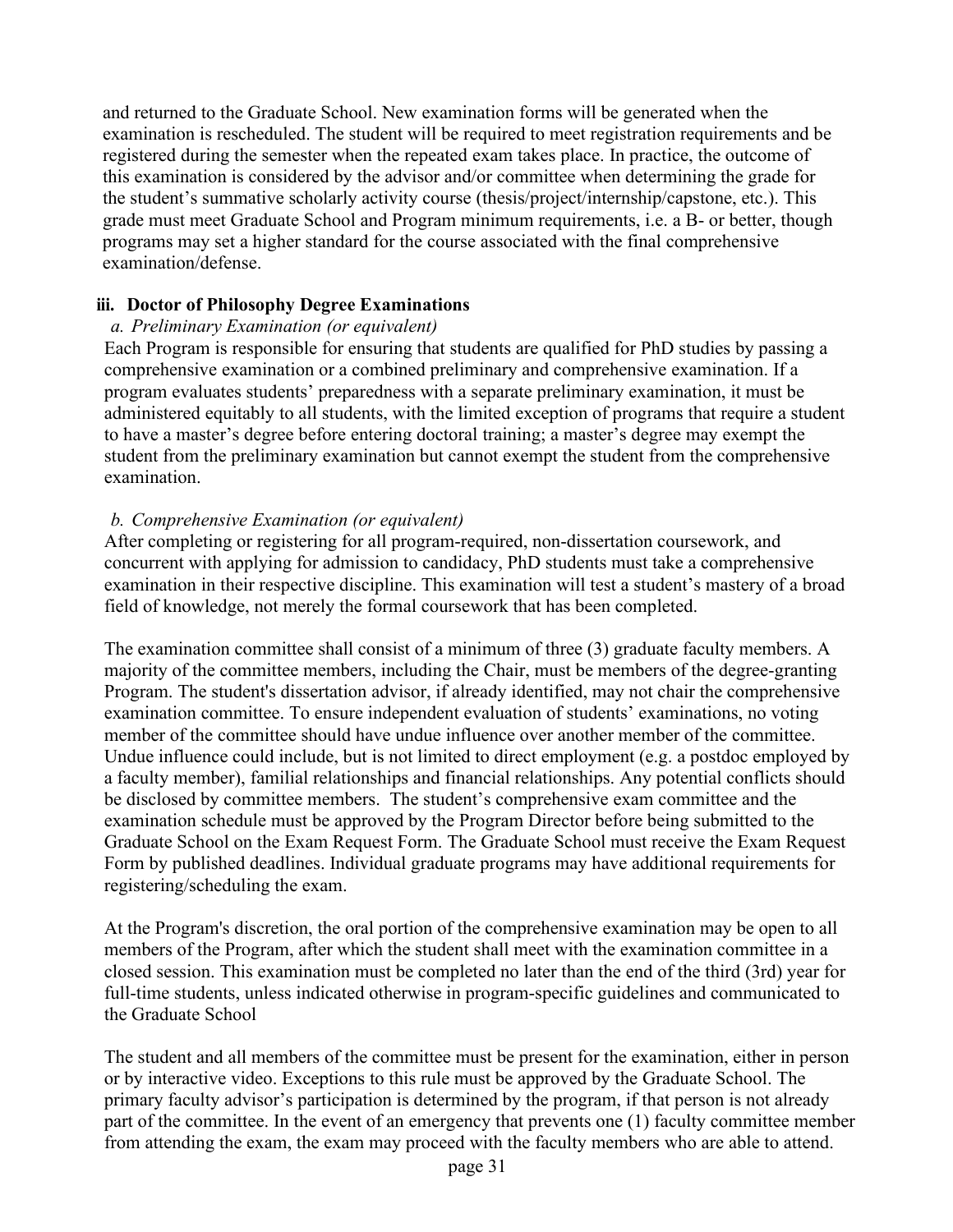and returned to the Graduate School. New examination forms will be generated when the examination is rescheduled. The student will be required to meet registration requirements and be registered during the semester when the repeated exam takes place. In practice, the outcome of this examination is considered by the advisor and/or committee when determining the grade for the student's summative scholarly activity course (thesis/project/internship/capstone, etc.). This grade must meet Graduate School and Program minimum requirements, i.e. a B- or better, though programs may set a higher standard for the course associated with the final comprehensive examination/defense.

### iii. Doctor of Philosophy Degree Examinations

*a. Preliminary Examination (or equivalent)*

Each Program is responsible for ensuring that students are qualified for PhD studies by passing a comprehensive examination or a combined preliminary and comprehensive examination. If a program evaluates students' preparedness with a separate preliminary examination, it must be administered equitably to all students, with the limited exception of programs that require a student to have a master's degree before entering doctoral training; a master's degree may exempt the student from the preliminary examination but cannot exempt the student from the comprehensive examination.

*b. Comprehensive Examination (or equivalent)*

After completing or registering for all program-required, non-dissertation coursework, and concurrent with applying for admission to candidacy, PhD students must take a comprehensive examination in their respective discipline. This examination will test a student's mastery of a broad field of knowledge, not merely the formal coursework that has been completed.

The examination committee shall consist of a minimum of three (3) graduate faculty members. A majority of the committee members, including the Chair, must be members of the degree-granting Program. The student's dissertation advisor, if already identified, may not chair the comprehensive examination committee. To ensure independent evaluation of students' examinations, no voting member of the committee should have undue influence over another member of the committee. Undue influence could include, but is not limited to direct employment (e.g. a postdoc employed by a faculty member), familial relationships and financial relationships. Any potential conflicts should be disclosed by committee members. The student's comprehensive exam committee and the examination schedule must be approved by the Program Director before being submitted to the Graduate School on the Exam Request Form. The Graduate School must receive the Exam Request Form by published deadlines. Individual graduate programs may have additional requirements for registering/scheduling the exam.

At the Program's discretion, the oral portion of the comprehensive examination may be open to all members of the Program, after which the student shall meet with the examination committee in a closed session. This examination must be completed no later than the end of the third (3rd) year for full-time students, unless indicated otherwise in program-specific guidelines and communicated to the Graduate School

The student and all members of the committee must be present for the examination, either in person or by interactive video. Exceptions to this rule must be approved by the Graduate School. The primary faculty advisor's participation is determined by the program, if that person is not already part of the committee. In the event of an emergency that prevents one (1) faculty committee member from attending the exam, the exam may proceed with the faculty members who are able to attend.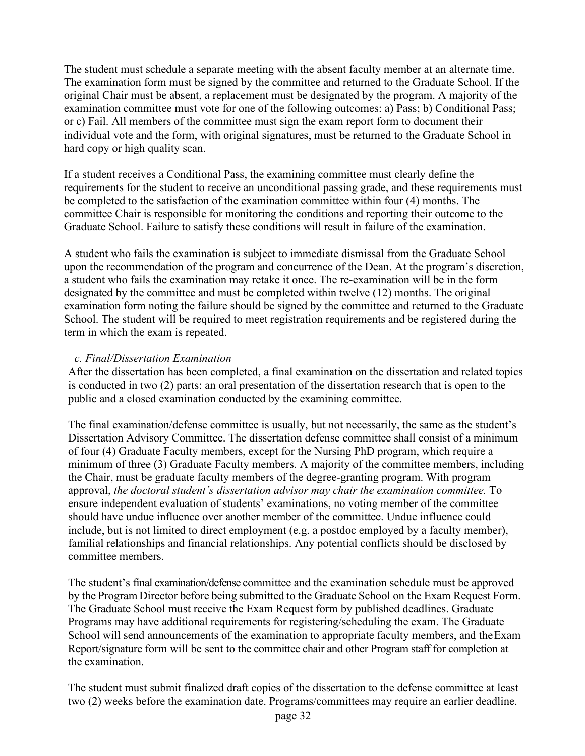The student must schedule a separate meeting with the absent faculty member at an alternate time. The examination form must be signed by the committee and returned to the Graduate School. If the original Chair must be absent, a replacement must be designated by the program. A majority of the examination committee must vote for one of the following outcomes: a) Pass; b) Conditional Pass; or c) Fail. All members of the committee must sign the exam report form to document their individual vote and the form, with original signatures, must be returned to the Graduate School in hard copy or high quality scan.

If a student receives a Conditional Pass, the examining committee must clearly define the requirements for the student to receive an unconditional passing grade, and these requirements must be completed to the satisfaction of the examination committee within four (4) months. The committee Chair is responsible for monitoring the conditions and reporting their outcome to the Graduate School. Failure to satisfy these conditions will result in failure of the examination.

A student who fails the examination is subject to immediate dismissal from the Graduate School upon the recommendation of the program and concurrence of the Dean. At the program's discretion, a student who fails the examination may retake it once. The re-examination will be in the form designated by the committee and must be completed within twelve (12) months. The original examination form noting the failure should be signed by the committee and returned to the Graduate School. The student will be required to meet registration requirements and be registered during the term in which the exam is repeated.

*c. Final/Dissertation Examination*

After the dissertation has been completed, a final examination on the dissertation and related topics is conducted in two (2) parts: an oral presentation of the dissertation research that is open to the public and a closed examination conducted by the examining committee.

The final examination/defense committee is usually, but not necessarily, the same as the student's Dissertation Advisory Committee. The dissertation defense committee shall consist of a minimum of four (4) Graduate Faculty members, except for the Nursing PhD program, which require a minimum of three (3) Graduate Faculty members. A majority of the committee members, including the Chair, must be graduate faculty members of the degree-granting program. With program approval, *the doctoral student's dissertation advisor may chair the examination committee.* To ensure independent evaluation of students' examinations, no voting member of the committee should have undue influence over another member of the committee. Undue influence could include, but is not limited to direct employment (e.g. a postdoc employed by a faculty member), familial relationships and financial relationships. Any potential conflicts should be disclosed by committee members.

The student's final examination/defense committee and the examination schedule must be approved by the Program Director before being submitted to the Graduate School on the Exam Request Form. The Graduate School must receive the Exam Request form by published deadlines. Graduate Programs may have additional requirements for registering/scheduling the exam. The Graduate School will send announcements of the examination to appropriate faculty members, and the Exam Report/signature form will be sent to the committee chair and other Program staff for completion at the examination.

The student must submit finalized draft copies of the dissertation to the defense committee at least two (2) weeks before the examination date. Programs/committees may require an earlier deadline.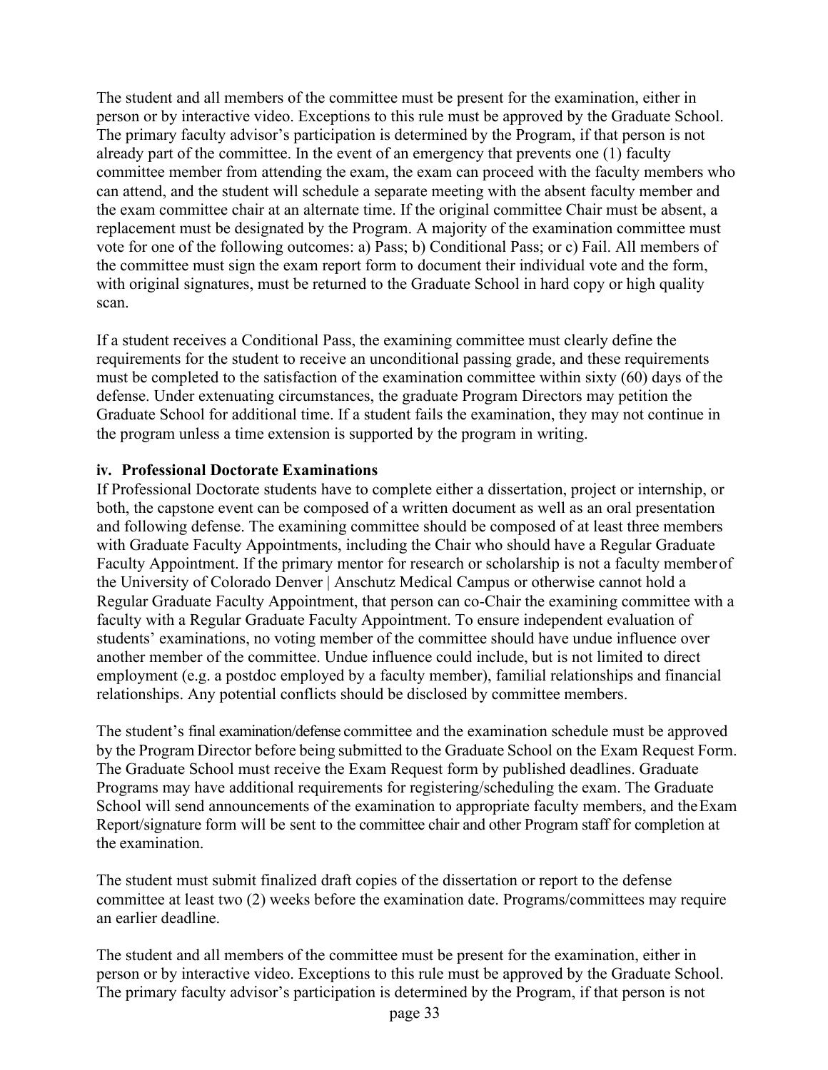The student and all members of the committee must be present for the examination, either in person or by interactive video. Exceptions to this rule must be approved by the Graduate School. The primary faculty advisor's participation is determined by the Program, if that person is not already part of the committee. In the event of an emergency that prevents one (1) faculty committee member from attending the exam, the exam can proceed with the faculty members who can attend, and the student will schedule a separate meeting with the absent faculty member and the exam committee chair at an alternate time. If the original committee Chair must be absent, a replacement must be designated by the Program. A majority of the examination committee must vote for one of the following outcomes: a) Pass; b) Conditional Pass; or c) Fail. All members of the committee must sign the exam report form to document their individual vote and the form, with original signatures, must be returned to the Graduate School in hard copy or high quality scan.

If a student receives a Conditional Pass, the examining committee must clearly define the requirements for the student to receive an unconditional passing grade, and these requirements must be completed to the satisfaction of the examination committee within sixty (60) days of the defense. Under extenuating circumstances, the graduate Program Directors may petition the Graduate School for additional time. If a student fails the examination, they may not continue in the program unless a time extension is supported by the program in writing.

**iv. Professional Doctorate Examinations**

If Professional Doctorate students have to complete either a dissertation, project or internship, or both, the capstone event can be composed of a written document as well as an oral presentation and following defense. The examining committee should be composed of at least three members with Graduate Faculty Appointments, including the Chair who should have a Regular Graduate Faculty Appointment. If the primary mentor for research or scholarship is not a faculty member of the University of Colorado Denver | Anschutz Medical Campus or otherwise cannot hold a Regular Graduate Faculty Appointment, that person can co-Chair the examining committee with a faculty with a Regular Graduate Faculty Appointment. To ensure independent evaluation of students' examinations, no voting member of the committee should have undue influence over another member of the committee. Undue influence could include, but is not limited to direct employment (e.g. a postdoc employed by a faculty member), familial relationships and financial relationships. Any potential conflicts should be disclosed by committee members.

The student's final examination/defense committee and the examination schedule must be approved by the Program Director before being submitted to the Graduate School on the Exam Request Form. The Graduate School must receive the Exam Request form by published deadlines. Graduate Programs may have additional requirements for registering/scheduling the exam. The Graduate School will send announcements of the examination to appropriate faculty members, and the Exam Report/signature form will be sent to the committee chair and other Program staff for completion at the examination.

The student must submit finalized draft copies of the dissertation or report to the defense committee at least two (2) weeks before the examination date. Programs/committees may require an earlier deadline.

The student and all members of the committee must be present for the examination, either in person or by interactive video. Exceptions to this rule must be approved by the Graduate School. The primary faculty advisor's participation is determined by the Program, if that person is not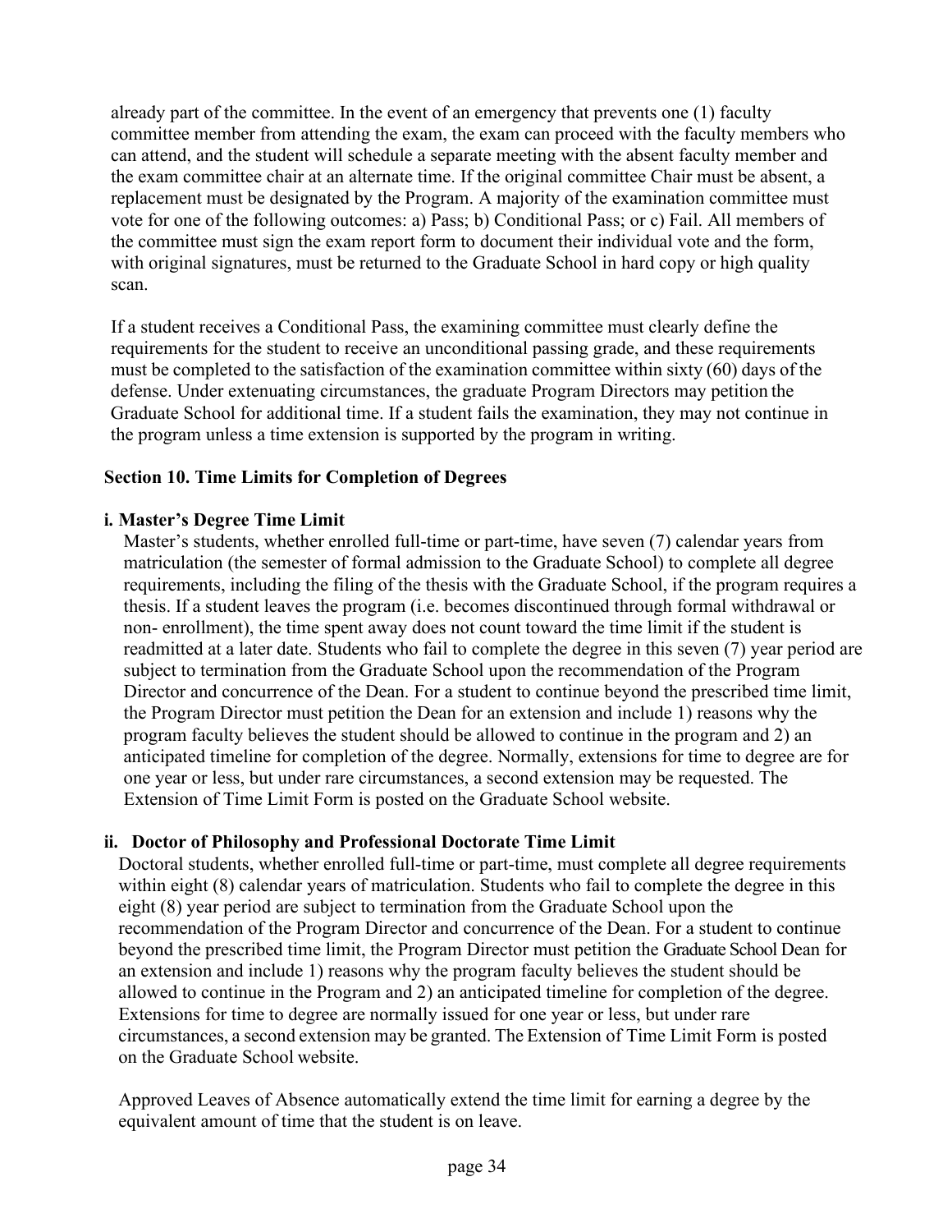already part of the committee. In the event of an emergency that prevents one (1) faculty committee member from attending the exam, the exam can proceed with the faculty members who can attend, and the student will schedule a separate meeting with the absent faculty member and the exam committee chair at an alternate time. If the original committee Chair must be absent, a replacement must be designated by the Program. A majority of the examination committee must vote for one of the following outcomes: a) Pass; b) Conditional Pass; or c) Fail. All members of the committee must sign the exam report form to document their individual vote and the form, with original signatures, must be returned to the Graduate School in hard copy or high quality scan.

If a student receives a Conditional Pass, the examining committee must clearly define the requirements for the student to receive an unconditional passing grade, and these requirements must be completed to the satisfaction of the examination committee within sixty (60) days of the defense. Under extenuating circumstances, the graduate Program Directors may petition the Graduate School for additional time. If a student fails the examination, they may not continue in the program unless a time extension is supported by the program in writing.

## Section 10. Time Limits for Completion of Degrees

### i. Master's Degree Time Limit

Master's students, whether enrolled full-time or part-time, have seven (7) calendar years from matriculation (the semester of formal admission to the Graduate School) to complete all degree requirements, including the filing of the thesis with the Graduate School, if the program requires a thesis. If a student leaves the program (i.e. becomes discontinued through formal withdrawal or non- enrollment), the time spent away does not count toward the time limit if the student is readmitted at a later date. Students who fail to complete the degree in this seven (7) year period are subject to termination from the Graduate School upon the recommendation of the Program Director and concurrence of the Dean. For a student to continue beyond the prescribed time limit, the Program Director must petition the Dean for an extension and include 1) reasons why the program faculty believes the student should be allowed to continue in the program and 2) an anticipated timeline for completion of the degree. Normally, extensions for time to degree are for one year or less, but under rare circumstances, a second extension may be requested. The Extension of Time Limit Form is posted on the Graduate School website.

### ii. Doctor of Philosophy and Professional Doctorate Time Limit

Doctoral students, whether enrolled full-time or part-time, must complete all degree requirements within eight (8) calendar years of matriculation. Students who fail to complete the degree in this eight (8) year period are subject to termination from the Graduate School upon the recommendation of the Program Director and concurrence of the Dean. For a student to continue beyond the prescribed time limit, the Program Director must petition the Graduate School Dean for an extension and include 1) reasons why the program faculty believes the student should be allowed to continue in the Program and 2) an anticipated timeline for completion of the degree. Extensions for time to degree are normally issued for one year or less, but under rare circumstances, a second extension may be granted. The Extension of Time Limit Form is posted on the Graduate School website.

Approved Leaves of Absence automatically extend the time limit for earning a degree by the equivalent amount of time that the student is on leave.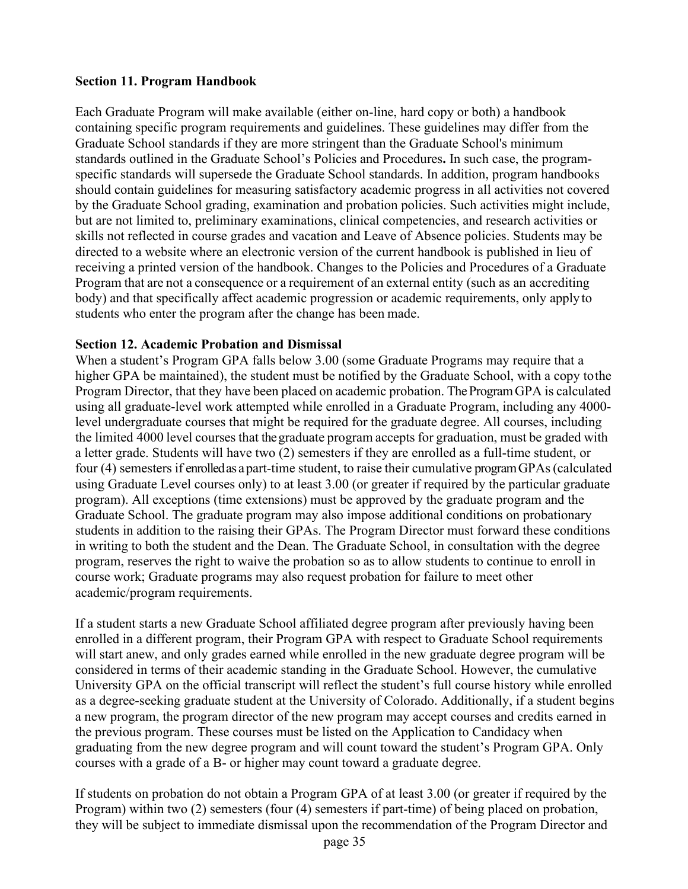**Section 11. Program Handbook**

Each Graduate Program will make available (either on-line, hard copy or both) a handbook containing specific program requirements and guidelines. These guidelines may differ from the Graduate School standards if they are more stringent than the Graduate School's minimum standards outlined in the Graduate School's Policies and Procedures**.** In such case, the program-specific standards will supersede the Graduate School standards. In addition, program handbooks should contain guidelines for measuring satisfactory academic progress in all activities not covered by the Graduate School grading, examination and probation policies. Such activities might include, but are not limited to, preliminary examinations, clinical competencies, and research activities or skills not reflected in course grades and vacation and Leave of Absence policies. Students may be directed to a website where an electronic version of the current handbook is published in lieu of receiving a printed version of the handbook. Changes to the Policies and Procedures of a Graduate Program that are not a consequence or a requirement of an external entity (such as an accrediting body) and that specifically affect academic progression or academic requirements, only apply to students who enter the program after the change has been made.

**Section 12. Academic Probation and Dismissal**

When a student's Program GPA falls below 3.00 (some Graduate Programs may require that a higher GPA be maintained), the student must be notified by the Graduate School, with a copy to the Program Director, that they have been placed on academic probation. The Program GPA is calculated using all graduate-level work attempted while enrolled in a Graduate Program, including any 4000-level undergraduate courses that might be required for the graduate degree. All courses, including the limited 4000 level courses that the graduate program accepts for graduation, must be graded with a letter grade. Students will have two (2) semesters if they are enrolled as a full-time student, or four (4) semesters if enrolled as a part-time student, to raise their cumulative program GPAs (calculated using Graduate Level courses only) to at least 3.00 (or greater if required by the particular graduate program). All exceptions (time extensions) must be approved by the graduate program and the Graduate School. The graduate program may also impose additional conditions on probationary students in addition to the raising their GPAs. The Program Director must forward these conditions in writing to both the student and the Dean. The Graduate School, in consultation with the degree program, reserves the right to waive the probation so as to allow students to continue to enroll in course work; Graduate programs may also request probation for failure to meet other academic/program requirements.

If a student starts a new Graduate School affiliated degree program after previously having been enrolled in a different program, their Program GPA with respect to Graduate School requirements will start anew, and only grades earned while enrolled in the new graduate degree program will be considered in terms of their academic standing in the Graduate School. However, the cumulative University GPA on the official transcript will reflect the student's full course history while enrolled as a degree-seeking graduate student at the University of Colorado. Additionally, if a student begins a new program, the program director of the new program may accept courses and credits earned in the previous program. These courses must be listed on the Application to Candidacy when graduating from the new degree program and will count toward the student's Program GPA. Only courses with a grade of a B- or higher may count toward a graduate degree.

If students on probation do not obtain a Program GPA of at least 3.00 (or greater if required by the Program) within two (2) semesters (four (4) semesters if part-time) of being placed on probation, they will be subject to immediate dismissal upon the recommendation of the Program Director and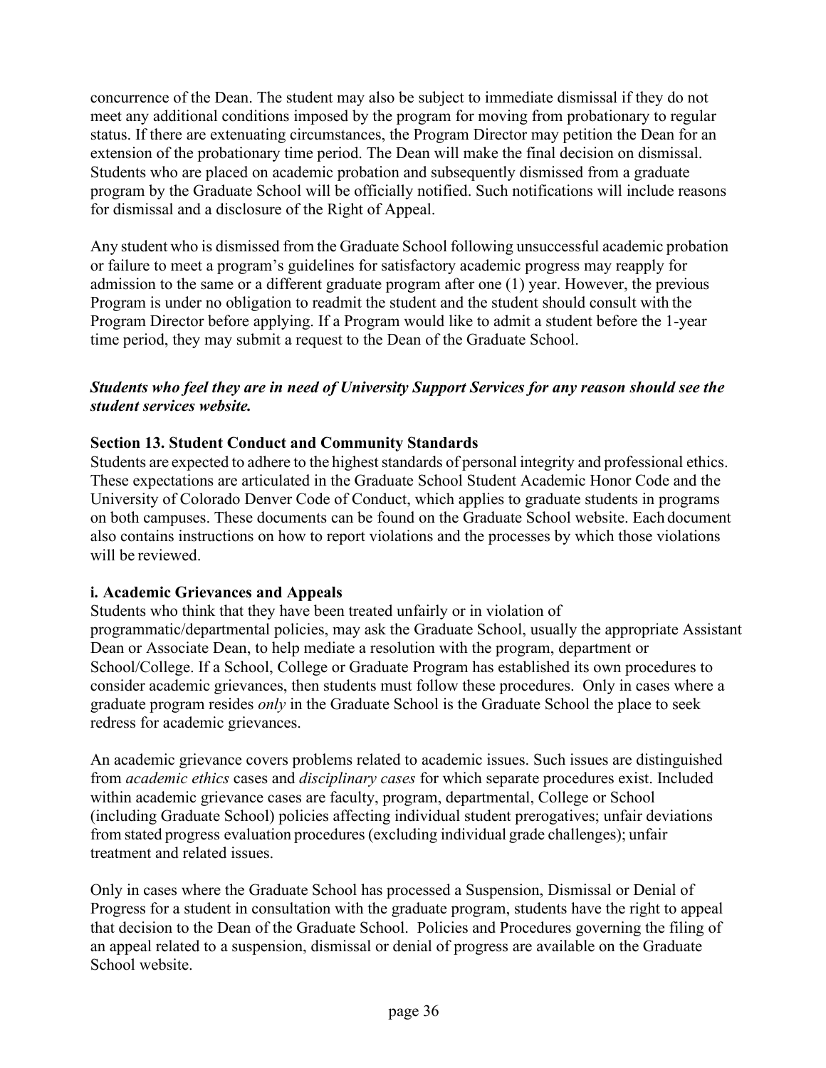concurrence of the Dean. The student may also be subject to immediate dismissal if they do not meet any additional conditions imposed by the program for moving from probationary to regular status. If there are extenuating circumstances, the Program Director may petition the Dean for an extension of the probationary time period. The Dean will make the final decision on dismissal. Students who are placed on academic probation and subsequently dismissed from a graduate program by the Graduate School will be officially notified. Such notifications will include reasons for dismissal and a disclosure of the Right of Appeal.

Any student who is dismissed from the Graduate School following unsuccessful academic probation or failure to meet a program's guidelines for satisfactory academic progress may reapply for admission to the same or a different graduate program after one (1) year. However, the previous Program is under no obligation to readmit the student and the student should consult with the Program Director before applying. If a Program would like to admit a student before the 1-year time period, they may submit a request to the Dean of the Graduate School.

***Students who feel they are in need of University Support Services for any reason should see the student services website.***

**Section 13. Student Conduct and Community Standards**

Students are expected to adhere to the highest standards of personal integrity and professional ethics. These expectations are articulated in the Graduate School Student Academic Honor Code and the University of Colorado Denver Code of Conduct, which applies to graduate students in programs on both campuses. These documents can be found on the Graduate School website. Each document also contains instructions on how to report violations and the processes by which those violations will be reviewed.

**i. Academic Grievances and Appeals**

Students who think that they have been treated unfairly or in violation of programmatic/departmental policies, may ask the Graduate School, usually the appropriate Assistant Dean or Associate Dean, to help mediate a resolution with the program, department or School/College. If a School, College or Graduate Program has established its own procedures to consider academic grievances, then students must follow these procedures. Only in cases where a graduate program resides *only* in the Graduate School is the Graduate School the place to seek redress for academic grievances.

An academic grievance covers problems related to academic issues. Such issues are distinguished from *academic ethics* cases and *disciplinary cases* for which separate procedures exist. Included within academic grievance cases are faculty, program, departmental, College or School (including Graduate School) policies affecting individual student prerogatives; unfair deviations from stated progress evaluation procedures (excluding individual grade challenges); unfair treatment and related issues.

Only in cases where the Graduate School has processed a Suspension, Dismissal or Denial of Progress for a student in consultation with the graduate program, students have the right to appeal that decision to the Dean of the Graduate School. Policies and Procedures governing the filing of an appeal related to a suspension, dismissal or denial of progress are available on the Graduate School website.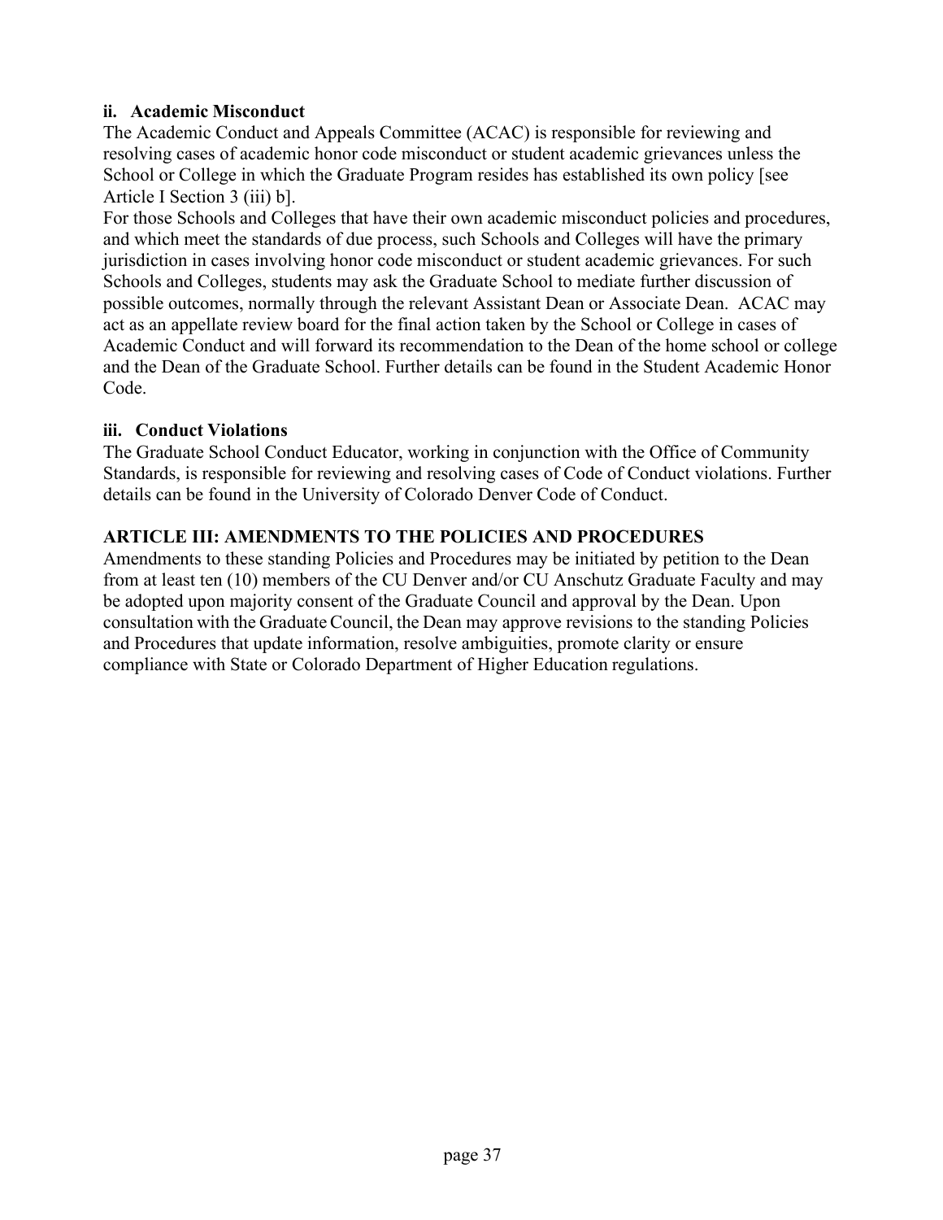#### ii. Academic Misconduct

The Academic Conduct and Appeals Committee (ACAC) is responsible for reviewing and resolving cases of academic honor code misconduct or student academic grievances unless the School or College in which the Graduate Program resides has established its own policy [see Article I Section 3 (iii) b].

For those Schools and Colleges that have their own academic misconduct policies and procedures, and which meet the standards of due process, such Schools and Colleges will have the primary jurisdiction in cases involving honor code misconduct or student academic grievances. For such Schools and Colleges, students may ask the Graduate School to mediate further discussion of possible outcomes, normally through the relevant Assistant Dean or Associate Dean. ACAC may act as an appellate review board for the final action taken by the School or College in cases of Academic Conduct and will forward its recommendation to the Dean of the home school or college and the Dean of the Graduate School. Further details can be found in the Student Academic Honor Code.

#### iii. Conduct Violations

The Graduate School Conduct Educator, working in conjunction with the Office of Community Standards, is responsible for reviewing and resolving cases of Code of Conduct violations. Further details can be found in the University of Colorado Denver Code of Conduct.

## ARTICLE III: AMENDMENTS TO THE POLICIES AND PROCEDURES

Amendments to these standing Policies and Procedures may be initiated by petition to the Dean from at least ten (10) members of the CU Denver and/or CU Anschutz Graduate Faculty and may be adopted upon majority consent of the Graduate Council and approval by the Dean. Upon consultation with the Graduate Council, the Dean may approve revisions to the standing Policies and Procedures that update information, resolve ambiguities, promote clarity or ensure compliance with State or Colorado Department of Higher Education regulations.